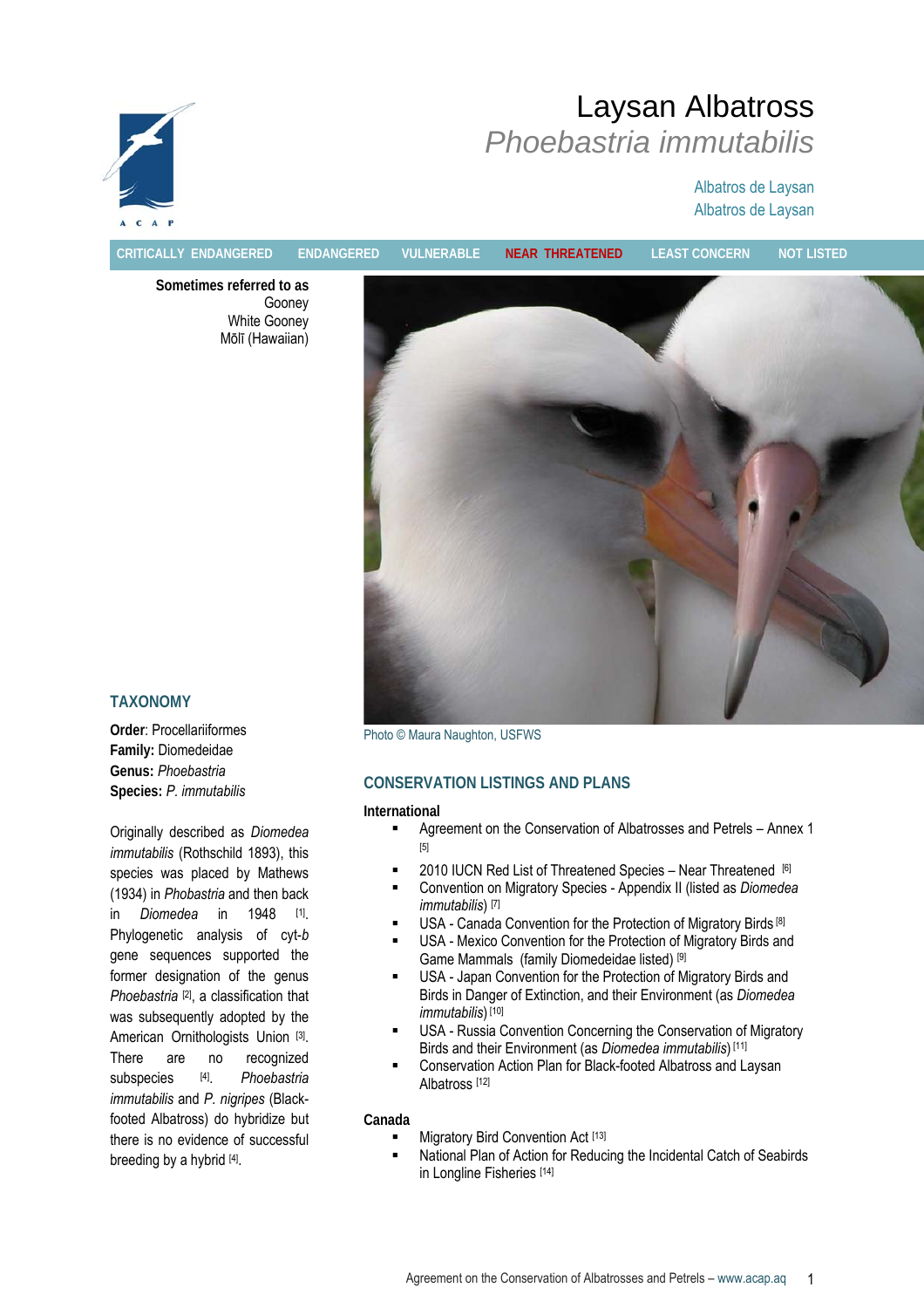# Laysan Albatross

## *Phoebastria immutabilis*

Albatros de Laysan
Albatros de Laysan

CRITICALLY ENDANGERED ENDANGERED VULNERABLE **NEAR THREATENED** LEAST CONCERN NOT LISTED

**Sometimes referred to as**
Gooney
White Gooney
Mōlī (Hawaiian)

Photo © Maura Naughton, USFWS

## TAXONOMY

**Order**: Procellariiformes
**Family:** Diomedeidae
**Genus:** *Phoebastria*
**Species:** *P. immutabilis*

Originally described as *Diomedea immutabilis* (Rothschild 1893), this species was placed by Mathews (1934) in *Phobastria* and then back in *Diomedea* in 1948 [1]. Phylogenetic analysis of cyt-*b* gene sequences supported the former designation of the genus *Phoebastria* [2], a classification that was subsequently adopted by the American Ornithologists Union [3]. There are no recognized subspecies [4]. *Phoebastria immutabilis* and *P. nigripes* (Black-footed Albatross) do hybridize but there is no evidence of successful breeding by a hybrid [4].

## CONSERVATION LISTINGS AND PLANS

**International**

- Agreement on the Conservation of Albatrosses and Petrels – Annex 1 [5]
- 2010 IUCN Red List of Threatened Species – Near Threatened [6]
- Convention on Migratory Species - Appendix II (listed as *Diomedea immutabilis*) [7]
- USA - Canada Convention for the Protection of Migratory Birds [8]
- USA - Mexico Convention for the Protection of Migratory Birds and Game Mammals (family Diomedeidae listed) [9]
- USA - Japan Convention for the Protection of Migratory Birds and Birds in Danger of Extinction, and their Environment (as *Diomedea immutabilis*) [10]
- USA - Russia Convention Concerning the Conservation of Migratory Birds and their Environment (as *Diomedea immutabilis*) [11]
- Conservation Action Plan for Black-footed Albatross and Laysan Albatross [12]

**Canada**

- Migratory Bird Convention Act [13]
- National Plan of Action for Reducing the Incidental Catch of Seabirds in Longline Fisheries [14]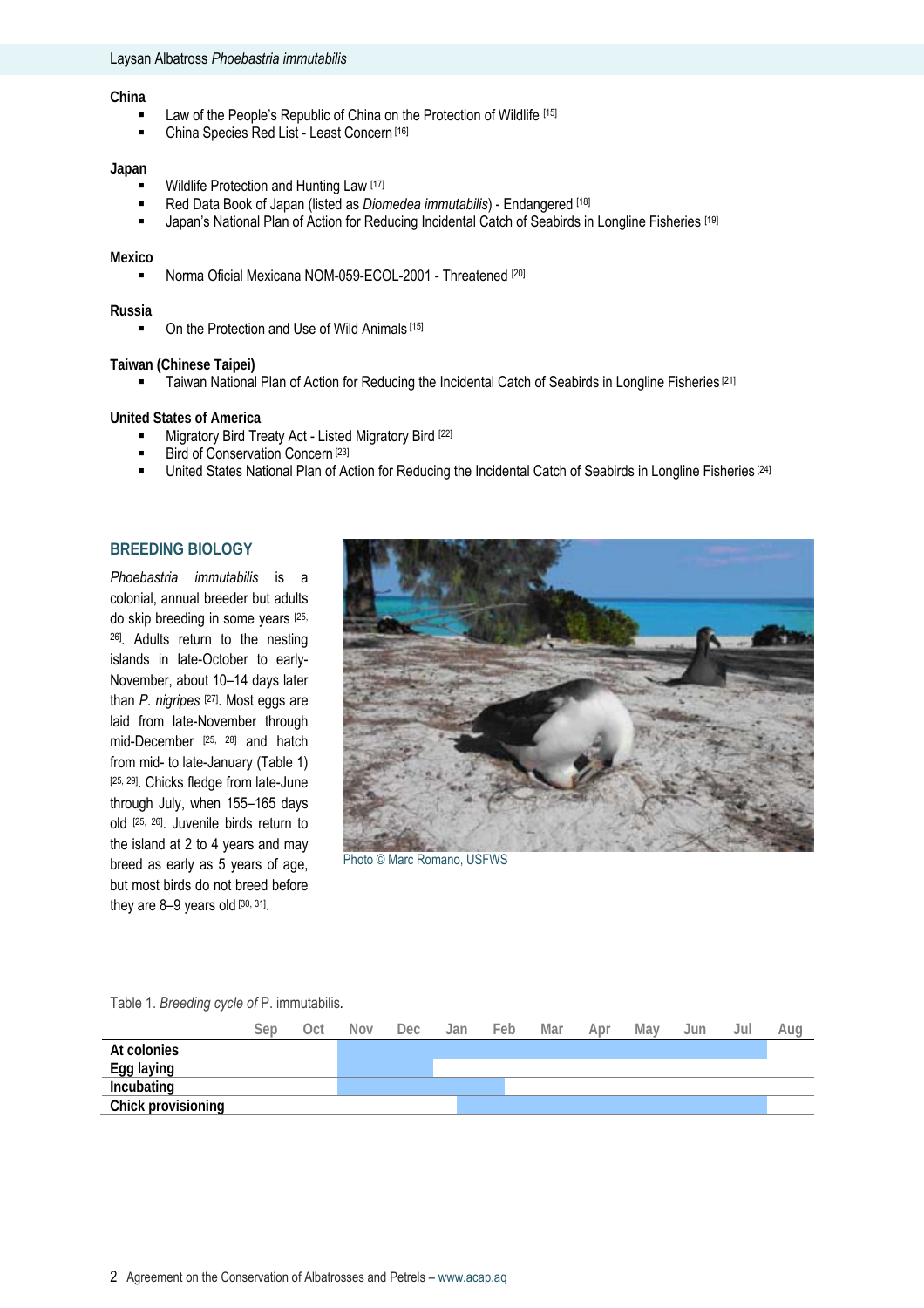### China

- Law of the People's Republic of China on the Protection of Wildlife [15]
- China Species Red List - Least Concern [16]

### Japan

- Wildlife Protection and Hunting Law [17]
- Red Data Book of Japan (listed as *Diomedea immutabilis*) - Endangered [18]
- Japan's National Plan of Action for Reducing Incidental Catch of Seabirds in Longline Fisheries [19]

### Mexico

- Norma Oficial Mexicana NOM-059-ECOL-2001 - Threatened [20]

### Russia

- On the Protection and Use of Wild Animals [15]

### Taiwan (Chinese Taipei)

- Taiwan National Plan of Action for Reducing the Incidental Catch of Seabirds in Longline Fisheries [21]

### United States of America

- Migratory Bird Treaty Act - Listed Migratory Bird [22]
- Bird of Conservation Concern [23]
- United States National Plan of Action for Reducing the Incidental Catch of Seabirds in Longline Fisheries [24]

## BREEDING BIOLOGY

*Phoebastria immutabilis* is a colonial, annual breeder but adults do skip breeding in some years [25, 26]. Adults return to the nesting islands in late-October to early-November, about 10–14 days later than *P. nigripes* [27]. Most eggs are laid from late-November through mid-December [25, 28] and hatch from mid- to late-January (Table 1) [25, 29]. Chicks fledge from late-June through July, when 155–165 days old [25, 26]. Juvenile birds return to the island at 2 to 4 years and may breed as early as 5 years of age, but most birds do not breed before they are 8–9 years old [30, 31].

Photo © Marc Romano, USFWS

Table 1. *Breeding cycle of* P. immutabilis.

| | Sep | Oct | Nov | Dec | Jan | Feb | Mar | Apr | May | Jun | Jul | Aug |
|---|---|---|---|---|---|---|---|---|---|---|---|---|
| **At colonies** | | | ■ | ■ | ■ | ■ | ■ | ■ | ■ | ■ | ■ | |
| **Egg laying** | | | ■ | ■ | | | | | | | | |
| **Incubating** | | | ■ | ■ | ■ | ■ | | | | | | |
| **Chick provisioning** | | | | | ■ | ■ | ■ | ■ | ■ | ■ | ■ | |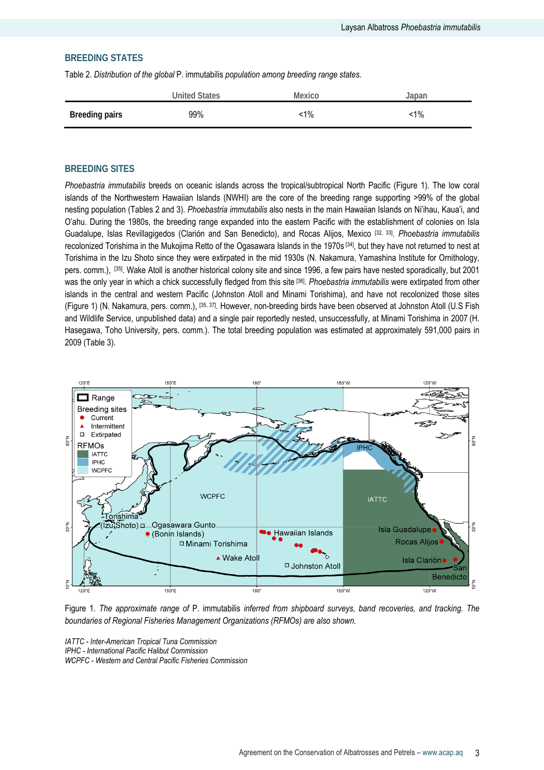## BREEDING STATES

Table 2. *Distribution of the global* P. immutabilis *population among breeding range states.*

| | United States | Mexico | Japan |
|---|---|---|---|
| **Breeding pairs** | 99% | <1% | <1% |

## BREEDING SITES

*Phoebastria immutabilis* breeds on oceanic islands across the tropical/subtropical North Pacific (Figure 1). The low coral islands of the Northwestern Hawaiian Islands (NWHI) are the core of the breeding range supporting >99% of the global nesting population (Tables 2 and 3). *Phoebastria immutabilis* also nests in the main Hawaiian Islands on Ni'ihau, Kaua'i, and O'ahu. During the 1980s, the breeding range expanded into the eastern Pacific with the establishment of colonies on Isla Guadalupe, Islas Revillagigedos (Clarión and San Benedicto), and Rocas Alijos, Mexico [32, 33]. *Phoebastria immutabilis* recolonized Torishima in the Mukojima Retto of the Ogasawara Islands in the 1970s [34], but they have not returned to nest at Torishima in the Izu Shoto since they were extirpated in the mid 1930s (N. Nakamura, Yamashina Institute for Ornithology, pers. comm.), [35]. Wake Atoll is another historical colony site and since 1996, a few pairs have nested sporadically, but 2001 was the only year in which a chick successfully fledged from this site [36]. *Phoebastria immutabilis* were extirpated from other islands in the central and western Pacific (Johnston Atoll and Minami Torishima), and have not recolonized those sites (Figure 1) (N. Nakamura, pers. comm.), [35, 37]. However, non-breeding birds have been observed at Johnston Atoll (U.S Fish and Wildlife Service, unpublished data) and a single pair reportedly nested, unsuccessfully, at Minami Torishima in 2007 (H. Hasegawa, Toho University, pers. comm.). The total breeding population was estimated at approximately 591,000 pairs in 2009 (Table 3).

Range
Breeding sites
Current
Intermittent
Extirpated
RFMOs
IATTC
IPHC
WCPFC

120°E 150°E 180° 150°W 120°W
60°N 30°N 10°N

IPHC
WCPFC
IATTC
Torishima
(Izu Shoto)
Ogasawara Gunto
(Bonin Islands)
Minami Torishima
Wake Atoll
Hawaiian Islands
Johnston Atoll
Isla Guadalupe
Rocas Alijos
Isla Clarión
San Benedicto

Figure 1. *The approximate range of* P. immutabilis *inferred from shipboard surveys, band recoveries, and tracking. The boundaries of Regional Fisheries Management Organizations (RFMOs) are also shown.*

*IATTC - Inter-American Tropical Tuna Commission*
*IPHC - International Pacific Halibut Commission*
*WCPFC - Western and Central Pacific Fisheries Commission*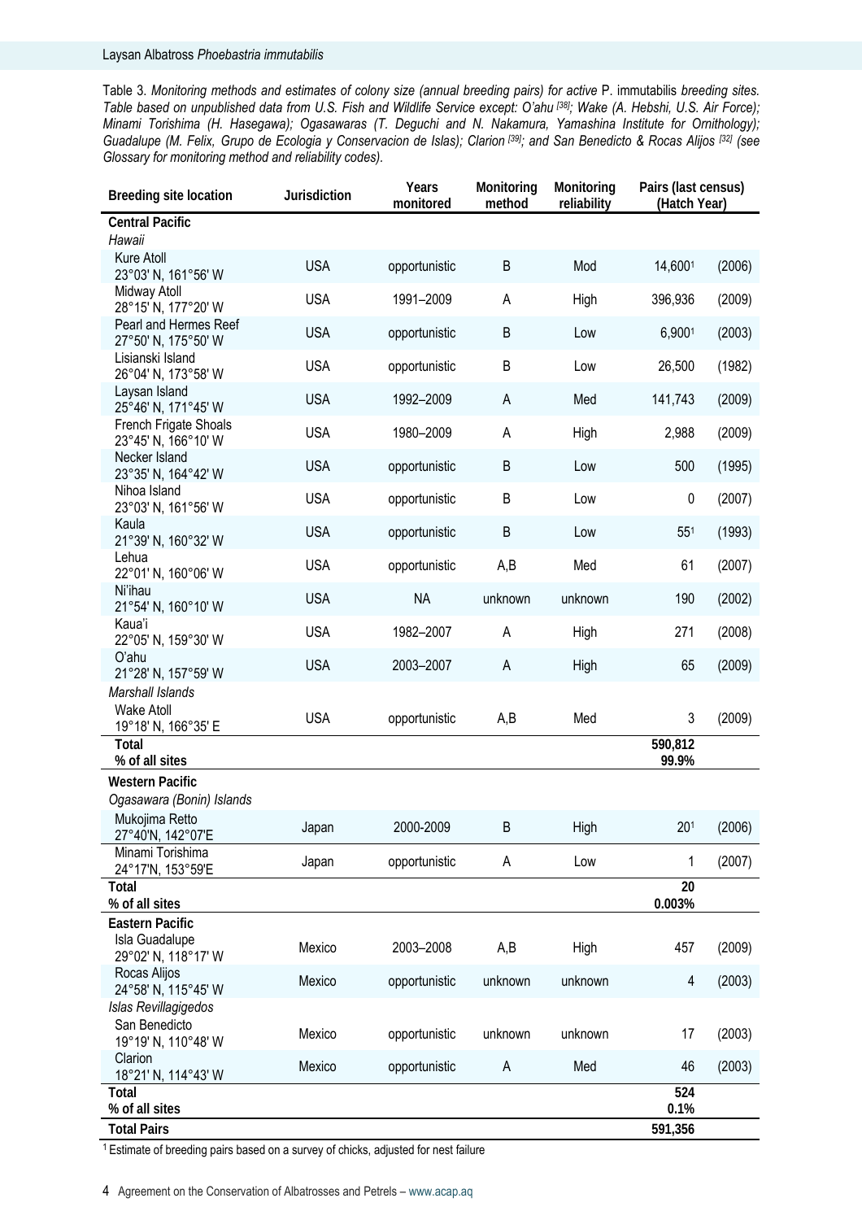Table 3. *Monitoring methods and estimates of colony size (annual breeding pairs) for active* P. immutabilis *breeding sites. Table based on unpublished data from U.S. Fish and Wildlife Service except: O'ahu* [38]*; Wake (A. Hebshi, U.S. Air Force); Minami Torishima (H. Hasegawa); Ogasawaras (T. Deguchi and N. Nakamura, Yamashina Institute for Ornithology); Guadalupe (M. Felix, Grupo de Ecologia y Conservacion de Islas); Clarion* [39]*; and San Benedicto & Rocas Alijos* [32] *(see Glossary for monitoring method and reliability codes).*

| Breeding site location | Jurisdiction | Years monitored | Monitoring method | Monitoring reliability | Pairs (last census) | (Hatch Year) |
|---|---|---|---|---|---|---|
| **Central Pacific** | | | | | | |
| *Hawaii* | | | | | | |
| Kure Atoll 23°03' N, 161°56' W | USA | opportunistic | B | Mod | 14,600[1] | (2006) |
| Midway Atoll 28°15' N, 177°20' W | USA | 1991–2009 | A | High | 396,936 | (2009) |
| Pearl and Hermes Reef 27°50' N, 175°50' W | USA | opportunistic | B | Low | 6,900[1] | (2003) |
| Lisianski Island 26°04' N, 173°58' W | USA | opportunistic | B | Low | 26,500 | (1982) |
| Laysan Island 25°46' N, 171°45' W | USA | 1992–2009 | A | Med | 141,743 | (2009) |
| French Frigate Shoals 23°45' N, 166°10' W | USA | 1980–2009 | A | High | 2,988 | (2009) |
| Necker Island 23°35' N, 164°42' W | USA | opportunistic | B | Low | 500 | (1995) |
| Nihoa Island 23°03' N, 161°56' W | USA | opportunistic | B | Low | 0 | (2007) |
| Kaula 21°39' N, 160°32' W | USA | opportunistic | B | Low | 55[1] | (1993) |
| Lehua 22°01' N, 160°06' W | USA | opportunistic | A,B | Med | 61 | (2007) |
| Ni'ihau 21°54' N, 160°10' W | USA | NA | unknown | unknown | 190 | (2002) |
| Kaua'i 22°05' N, 159°30' W | USA | 1982–2007 | A | High | 271 | (2008) |
| O'ahu 21°28' N, 157°59' W | USA | 2003–2007 | A | High | 65 | (2009) |
| *Marshall Islands* | | | | | | |
| Wake Atoll 19°18' N, 166°35' E | USA | opportunistic | A,B | Med | 3 | (2009) |
| **Total** | | | | | **590,812** | |
| **% of all sites** | | | | | **99.9%** | |
| **Western Pacific** | | | | | | |
| *Ogasawara (Bonin) Islands* | | | | | | |
| Mukojima Retto 27°40'N, 142°07'E | Japan | 2000-2009 | B | High | 20[1] | (2006) |
| Minami Torishima 24°17'N, 153°59'E | Japan | opportunistic | A | Low | 1 | (2007) |
| **Total** | | | | | **20** | |
| **% of all sites** | | | | | **0.003%** | |
| **Eastern Pacific** | | | | | | |
| Isla Guadalupe 29°02' N, 118°17' W | Mexico | 2003–2008 | A,B | High | 457 | (2009) |
| Rocas Alijos 24°58' N, 115°45' W | Mexico | opportunistic | unknown | unknown | 4 | (2003) |
| *Islas Revillagigedos* | | | | | | |
| San Benedicto 19°19' N, 110°48' W | Mexico | opportunistic | unknown | unknown | 17 | (2003) |
| Clarion 18°21' N, 114°43' W | Mexico | opportunistic | A | Med | 46 | (2003) |
| **Total** | | | | | **524** | |
| **% of all sites** | | | | | **0.1%** | |
| **Total Pairs** | | | | | **591,356** | |

[1] Estimate of breeding pairs based on a survey of chicks, adjusted for nest failure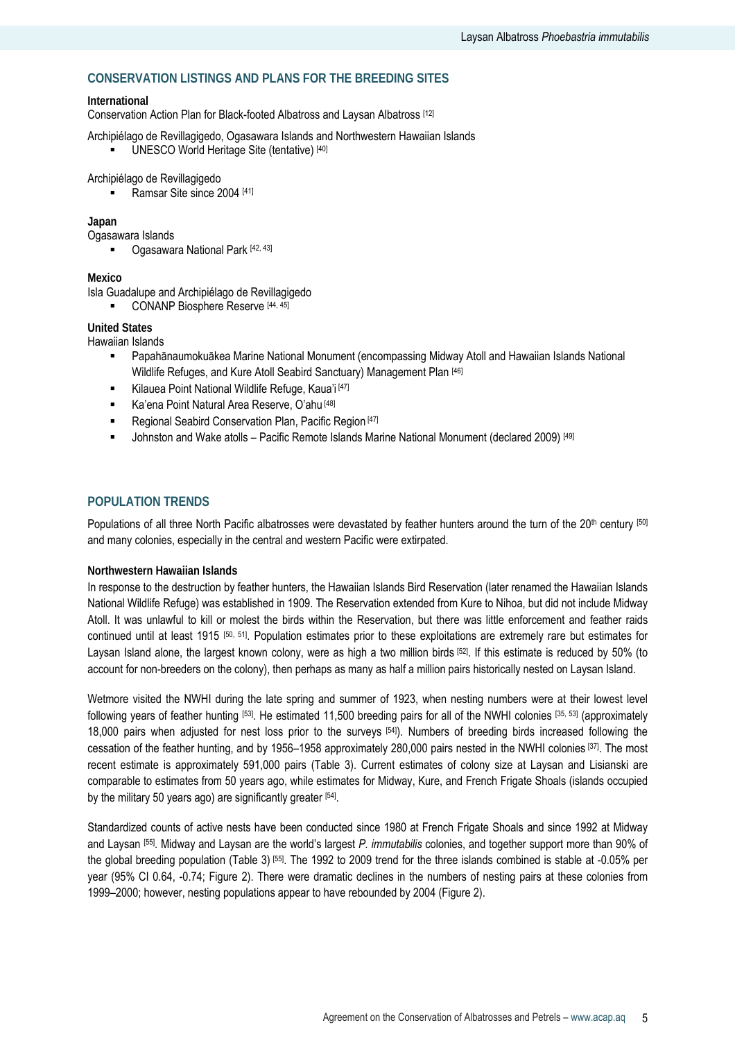## CONSERVATION LISTINGS AND PLANS FOR THE BREEDING SITES

**International**

Conservation Action Plan for Black-footed Albatross and Laysan Albatross [12]

Archipiélago de Revillagigedo, Ogasawara Islands and Northwestern Hawaiian Islands

- UNESCO World Heritage Site (tentative) [40]

Archipiélago de Revillagigedo

- Ramsar Site since 2004 [41]

**Japan**

Ogasawara Islands

- Ogasawara National Park [42, 43]

**Mexico**

Isla Guadalupe and Archipiélago de Revillagigedo

- CONANP Biosphere Reserve [44, 45]

**United States**

Hawaiian Islands

- Papahānaumokuākea Marine National Monument (encompassing Midway Atoll and Hawaiian Islands National Wildlife Refuges, and Kure Atoll Seabird Sanctuary) Management Plan [46]
- Kilauea Point National Wildlife Refuge, Kaua'i [47]
- Ka'ena Point Natural Area Reserve, O'ahu [48]
- Regional Seabird Conservation Plan, Pacific Region [47]
- Johnston and Wake atolls – Pacific Remote Islands Marine National Monument (declared 2009) [49]

## POPULATION TRENDS

Populations of all three North Pacific albatrosses were devastated by feather hunters around the turn of the 20th century [50] and many colonies, especially in the central and western Pacific were extirpated.

**Northwestern Hawaiian Islands**

In response to the destruction by feather hunters, the Hawaiian Islands Bird Reservation (later renamed the Hawaiian Islands National Wildlife Refuge) was established in 1909. The Reservation extended from Kure to Nihoa, but did not include Midway Atoll. It was unlawful to kill or molest the birds within the Reservation, but there was little enforcement and feather raids continued until at least 1915 [50, 51]. Population estimates prior to these exploitations are extremely rare but estimates for Laysan Island alone, the largest known colony, were as high a two million birds [52]. If this estimate is reduced by 50% (to account for non-breeders on the colony), then perhaps as many as half a million pairs historically nested on Laysan Island.

Wetmore visited the NWHI during the late spring and summer of 1923, when nesting numbers were at their lowest level following years of feather hunting [53]. He estimated 11,500 breeding pairs for all of the NWHI colonies [35, 53] (approximately 18,000 pairs when adjusted for nest loss prior to the surveys [54]). Numbers of breeding birds increased following the cessation of the feather hunting, and by 1956–1958 approximately 280,000 pairs nested in the NWHI colonies [37]. The most recent estimate is approximately 591,000 pairs (Table 3). Current estimates of colony size at Laysan and Lisianski are comparable to estimates from 50 years ago, while estimates for Midway, Kure, and French Frigate Shoals (islands occupied by the military 50 years ago) are significantly greater [54].

Standardized counts of active nests have been conducted since 1980 at French Frigate Shoals and since 1992 at Midway and Laysan [55]. Midway and Laysan are the world's largest *P. immutabilis* colonies, and together support more than 90% of the global breeding population (Table 3) [55]. The 1992 to 2009 trend for the three islands combined is stable at -0.05% per year (95% CI 0.64, -0.74; Figure 2). There were dramatic declines in the numbers of nesting pairs at these colonies from 1999–2000; however, nesting populations appear to have rebounded by 2004 (Figure 2).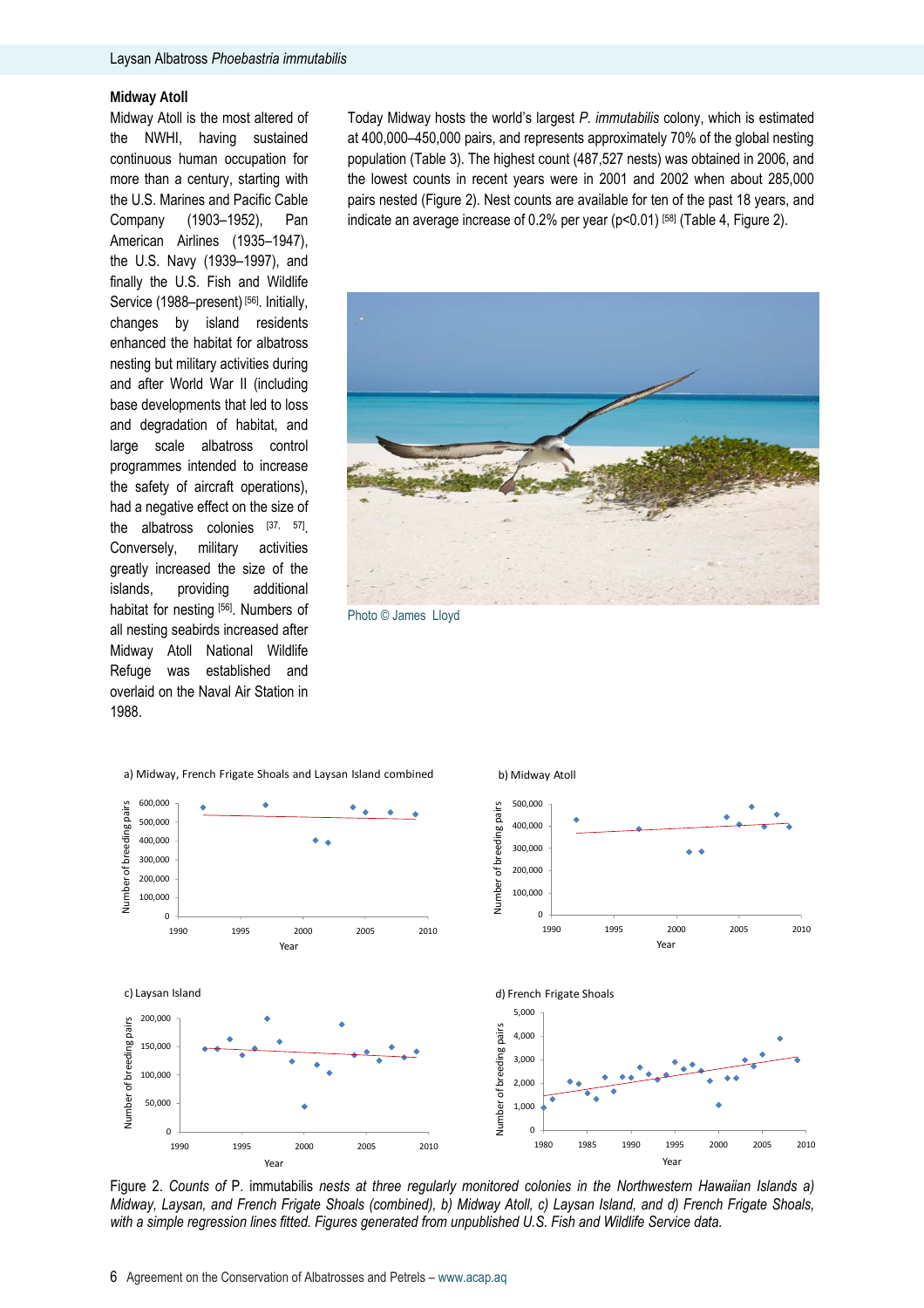## Midway Atoll

Midway Atoll is the most altered of the NWHI, having sustained continuous human occupation for more than a century, starting with the U.S. Marines and Pacific Cable Company (1903–1952), Pan American Airlines (1935–1947), the U.S. Navy (1939–1997), and finally the U.S. Fish and Wildlife Service (1988–present) [56]. Initially, changes by island residents enhanced the habitat for albatross nesting but military activities during and after World War II (including base developments that led to loss and degradation of habitat, and large scale albatross control programmes intended to increase the safety of aircraft operations), had a negative effect on the size of the albatross colonies [37, 57]. Conversely, military activities greatly increased the size of the islands, providing additional habitat for nesting [56]. Numbers of all nesting seabirds increased after Midway Atoll National Wildlife Refuge was established and overlaid on the Naval Air Station in 1988.

Today Midway hosts the world's largest *P. immutabilis* colony, which is estimated at 400,000–450,000 pairs, and represents approximately 70% of the global nesting population (Table 3). The highest count (487,527 nests) was obtained in 2006, and the lowest counts in recent years were in 2001 and 2002 when about 285,000 pairs nested (Figure 2). Nest counts are available for ten of the past 18 years, and indicate an average increase of 0.2% per year ($p<0.01$) [58] (Table 4, Figure 2).

Photo © James Lloyd

Figure 2. *Counts of* P. immutabilis *nests at three regularly monitored colonies in the Northwestern Hawaiian Islands a) Midway, Laysan, and French Frigate Shoals (combined), b) Midway Atoll, c) Laysan Island, and d) French Frigate Shoals, with a simple regression lines fitted. Figures generated from unpublished U.S. Fish and Wildlife Service data.*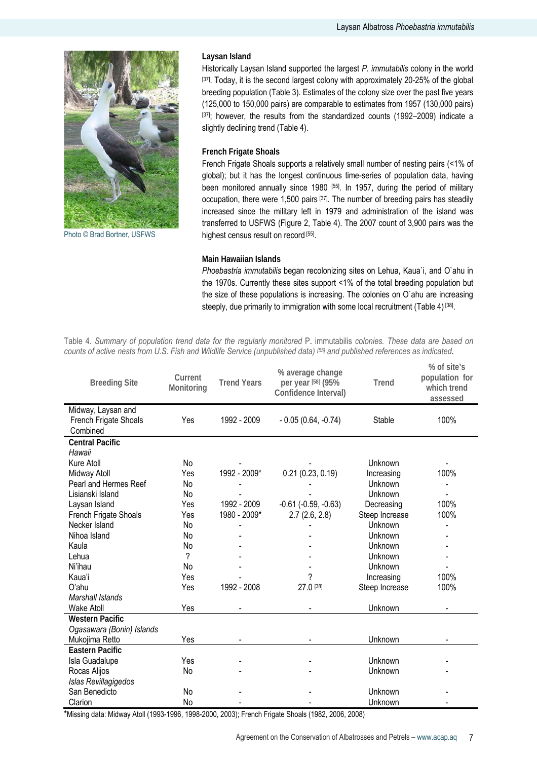Photo © Brad Bortner, USFWS

### Laysan Island

Historically Laysan Island supported the largest *P. immutabilis* colony in the world [37]. Today, it is the second largest colony with approximately 20-25% of the global breeding population (Table 3). Estimates of the colony size over the past five years (125,000 to 150,000 pairs) are comparable to estimates from 1957 (130,000 pairs) [37]; however, the results from the standardized counts (1992–2009) indicate a slightly declining trend (Table 4).

### French Frigate Shoals

French Frigate Shoals supports a relatively small number of nesting pairs (<1% of global); but it has the longest continuous time-series of population data, having been monitored annually since 1980 [55]. In 1957, during the period of military occupation, there were 1,500 pairs [37]. The number of breeding pairs has steadily increased since the military left in 1979 and administration of the island was transferred to USFWS (Figure 2, Table 4). The 2007 count of 3,900 pairs was the highest census result on record [55].

### Main Hawaiian Islands

*Phoebastria immutabilis* began recolonizing sites on Lehua, Kaua`i, and O`ahu in the 1970s. Currently these sites support <1% of the total breeding population but the size of these populations is increasing. The colonies on O`ahu are increasing steeply, due primarily to immigration with some local recruitment (Table 4) [38].

Table 4. *Summary of population trend data for the regularly monitored* P. immutabilis *colonies. These data are based on counts of active nests from U.S. Fish and Wildlife Service (unpublished data)* [55] *and published references as indicated.*

| Breeding Site | Current Monitoring | Trend Years | % average change per year [58] (95% Confidence Interval) | Trend | % of site's population for which trend assessed |
|---|---|---|---|---|---|
| Midway, Laysan and French Frigate Shoals Combined | Yes | 1992 - 2009 | - 0.05 (0.64, -0.74) | Stable | 100% |
| **Central Pacific** | | | | | |
| *Hawaii* | | | | | |
| Kure Atoll | No | - | - | Unknown | - |
| Midway Atoll | Yes | 1992 - 2009* | 0.21 (0.23, 0.19) | Increasing | 100% |
| Pearl and Hermes Reef | No | - | - | Unknown | - |
| Lisianski Island | No | - | - | Unknown | - |
| Laysan Island | Yes | 1992 - 2009 | -0.61 (-0.59, -0.63) | Decreasing | 100% |
| French Frigate Shoals | Yes | 1980 - 2009* | 2.7 (2.6, 2.8) | Steep Increase | 100% |
| Necker Island | No | - | - | Unknown | - |
| Nihoa Island | No | - | - | Unknown | - |
| Kaula | No | - | - | Unknown | - |
| Lehua | ? | - | - | Unknown | - |
| Ni'ihau | No | - | - | Unknown | - |
| Kaua'i | Yes | - | ? | Increasing | 100% |
| O'ahu | Yes | 1992 - 2008 | 27.0 [38] | Steep Increase | 100% |
| *Marshall Islands* | | | | | |
| Wake Atoll | Yes | - | - | Unknown | - |
| **Western Pacific** | | | | | |
| *Ogasawara (Bonin) Islands* | | | | | |
| Mukojima Retto | Yes | - | - | Unknown | - |
| **Eastern Pacific** | | | | | |
| Isla Guadalupe | Yes | - | - | Unknown | - |
| Rocas Alijos | No | - | - | Unknown | - |
| *Islas Revillagigedos* | | | | | |
| San Benedicto | No | - | - | Unknown | - |
| Clarion | No | - | - | Unknown | - |

*Missing data: Midway Atoll (1993-1996, 1998-2000, 2003); French Frigate Shoals (1982, 2006, 2008)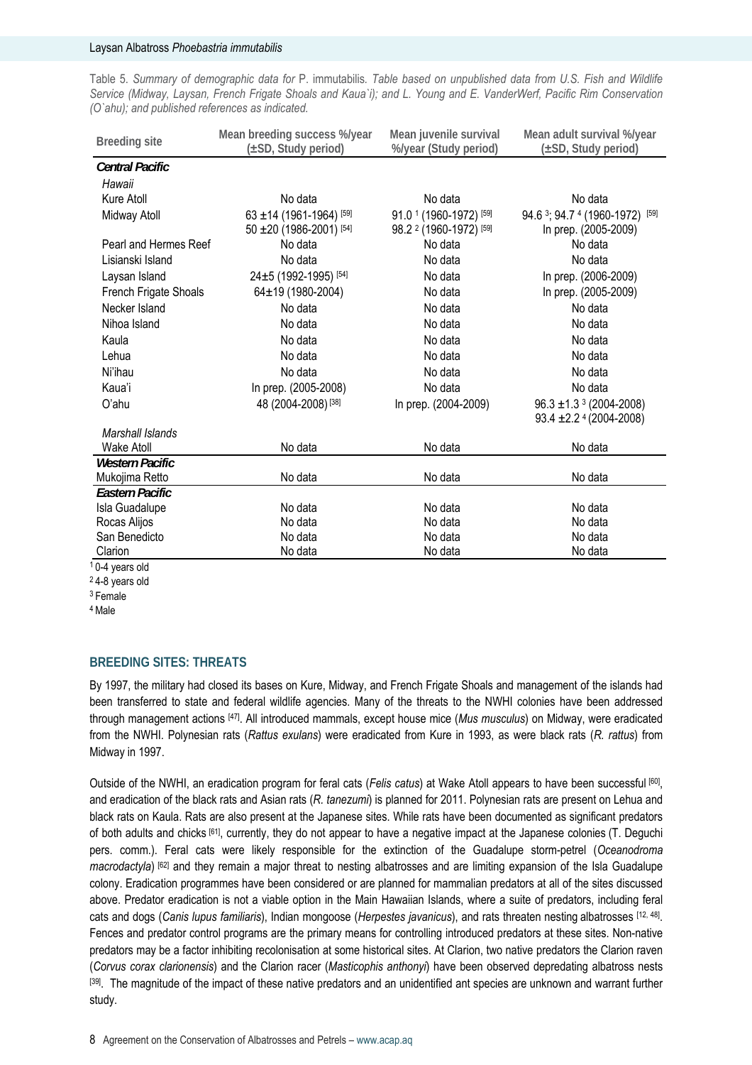Table 5. *Summary of demographic data for* P. immutabilis. *Table based on unpublished data from U.S. Fish and Wildlife Service (Midway, Laysan, French Frigate Shoals and Kaua`i); and L. Young and E. VanderWerf, Pacific Rim Conservation (O`ahu); and published references as indicated.*

| Breeding site | Mean breeding success %/year (±SD, Study period) | Mean juvenile survival %/year (Study period) | Mean adult survival %/year (±SD, Study period) |
| --- | --- | --- | --- |
| ***Central Pacific*** | | | |
| *Hawaii* | | | |
| Kure Atoll | No data | No data | No data |
| Midway Atoll | 63 ±14 (1961-1964) [59]<br>50 ±20 (1986-2001) [54] | 91.0 [1] (1960-1972) [59]<br>98.2 [2] (1960-1972) [59] | 94.6 [3]; 94.7 [4] (1960-1972) [59]<br>In prep. (2005-2009) |
| Pearl and Hermes Reef | No data | No data | No data |
| Lisianski Island | No data | No data | No data |
| Laysan Island | 24±5 (1992-1995) [54] | No data | In prep. (2006-2009) |
| French Frigate Shoals | 64±19 (1980-2004) | No data | In prep. (2005-2009) |
| Necker Island | No data | No data | No data |
| Nihoa Island | No data | No data | No data |
| Kaula | No data | No data | No data |
| Lehua | No data | No data | No data |
| Ni'ihau | No data | No data | No data |
| Kaua'i | In prep. (2005-2008) | No data | No data |
| O'ahu | 48 (2004-2008) [38] | In prep. (2004-2009) | 96.3 ±1.3 [3] (2004-2008)<br>93.4 ±2.2 [4] (2004-2008) |
| *Marshall Islands* | | | |
| Wake Atoll | No data | No data | No data |
| ***Western Pacific*** | | | |
| Mukojima Retto | No data | No data | No data |
| ***Eastern Pacific*** | | | |
| Isla Guadalupe | No data | No data | No data |
| Rocas Alijos | No data | No data | No data |
| San Benedicto | No data | No data | No data |
| Clarion | No data | No data | No data |

[1] 0-4 years old
[2] 4-8 years old
[3] Female
[4] Male

## BREEDING SITES: THREATS

By 1997, the military had closed its bases on Kure, Midway, and French Frigate Shoals and management of the islands had been transferred to state and federal wildlife agencies. Many of the threats to the NWHI colonies have been addressed through management actions [47]. All introduced mammals, except house mice (*Mus musculus*) on Midway, were eradicated from the NWHI. Polynesian rats (*Rattus exulans*) were eradicated from Kure in 1993, as were black rats (*R. rattus*) from Midway in 1997.

Outside of the NWHI, an eradication program for feral cats (*Felis catus*) at Wake Atoll appears to have been successful [60], and eradication of the black rats and Asian rats (*R. tanezumi*) is planned for 2011. Polynesian rats are present on Lehua and black rats on Kaula. Rats are also present at the Japanese sites. While rats have been documented as significant predators of both adults and chicks [61], currently, they do not appear to have a negative impact at the Japanese colonies (T. Deguchi pers. comm.). Feral cats were likely responsible for the extinction of the Guadalupe storm-petrel (*Oceanodroma macrodactyla*) [62] and they remain a major threat to nesting albatrosses and are limiting expansion of the Isla Guadalupe colony. Eradication programmes have been considered or are planned for mammalian predators at all of the sites discussed above. Predator eradication is not a viable option in the Main Hawaiian Islands, where a suite of predators, including feral cats and dogs (*Canis lupus familiaris*), Indian mongoose (*Herpestes javanicus*), and rats threaten nesting albatrosses [12, 48]. Fences and predator control programs are the primary means for controlling introduced predators at these sites. Non-native predators may be a factor inhibiting recolonisation at some historical sites. At Clarion, two native predators the Clarion raven (*Corvus corax clarionensis*) and the Clarion racer (*Masticophis anthonyi*) have been observed depredating albatross nests [39]. The magnitude of the impact of these native predators and an unidentified ant species are unknown and warrant further study.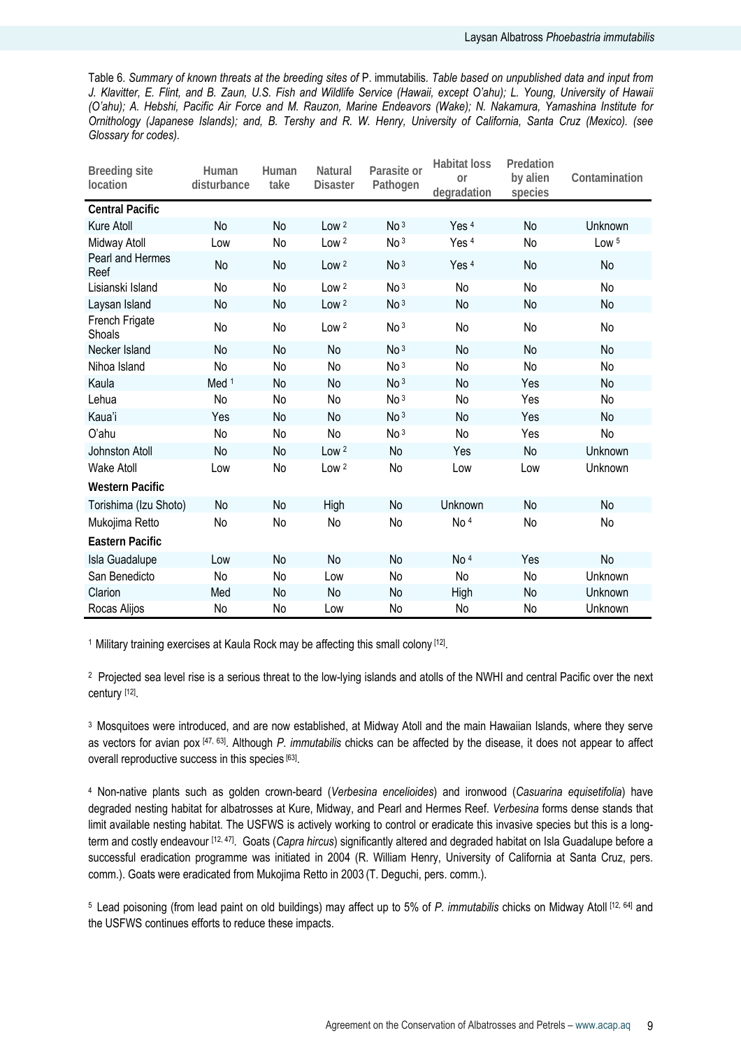Table 6. *Summary of known threats at the breeding sites of* P. immutabilis. *Table based on unpublished data and input from J. Klavitter, E. Flint, and B. Zaun, U.S. Fish and Wildlife Service (Hawaii, except O'ahu); L. Young, University of Hawaii (O'ahu); A. Hebshi, Pacific Air Force and M. Rauzon, Marine Endeavors (Wake); N. Nakamura, Yamashina Institute for Ornithology (Japanese Islands); and, B. Tershy and R. W. Henry, University of California, Santa Cruz (Mexico). (see Glossary for codes).*

| Breeding site location | Human disturbance | Human take | Natural Disaster | Parasite or Pathogen | Habitat loss or degradation | Predation by alien species | Contamination |
|---|---|---|---|---|---|---|---|
| **Central Pacific** | | | | | | | |
| Kure Atoll | No | No | Low [2] | No [3] | Yes [4] | No | Unknown |
| Midway Atoll | Low | No | Low [2] | No [3] | Yes [4] | No | Low [5] |
| Pearl and Hermes Reef | No | No | Low [2] | No [3] | Yes [4] | No | No |
| Lisianski Island | No | No | Low [2] | No [3] | No | No | No |
| Laysan Island | No | No | Low [2] | No [3] | No | No | No |
| French Frigate Shoals | No | No | Low [2] | No [3] | No | No | No |
| Necker Island | No | No | No | No [3] | No | No | No |
| Nihoa Island | No | No | No | No [3] | No | No | No |
| Kaula | Med [1] | No | No | No [3] | No | Yes | No |
| Lehua | No | No | No | No [3] | No | Yes | No |
| Kaua'i | Yes | No | No | No [3] | No | Yes | No |
| O'ahu | No | No | No | No [3] | No | Yes | No |
| Johnston Atoll | No | No | Low [2] | No | Yes | No | Unknown |
| Wake Atoll | Low | No | Low [2] | No | Low | Low | Unknown |
| **Western Pacific** | | | | | | | |
| Torishima (Izu Shoto) | No | No | High | No | Unknown | No | No |
| Mukojima Retto | No | No | No | No | No [4] | No | No |
| **Eastern Pacific** | | | | | | | |
| Isla Guadalupe | Low | No | No | No | No [4] | Yes | No |
| San Benedicto | No | No | Low | No | No | No | Unknown |
| Clarion | Med | No | No | No | High | No | Unknown |
| Rocas Alijos | No | No | Low | No | No | No | Unknown |

[1] Military training exercises at Kaula Rock may be affecting this small colony [12].

[2] Projected sea level rise is a serious threat to the low-lying islands and atolls of the NWHI and central Pacific over the next century [12].

[3] Mosquitoes were introduced, and are now established, at Midway Atoll and the main Hawaiian Islands, where they serve as vectors for avian pox [47, 63]. Although *P. immutabilis* chicks can be affected by the disease, it does not appear to affect overall reproductive success in this species [63].

[4] Non-native plants such as golden crown-beard (*Verbesina encelioides*) and ironwood (*Casuarina equisetifolia*) have degraded nesting habitat for albatrosses at Kure, Midway, and Pearl and Hermes Reef. *Verbesina* forms dense stands that limit available nesting habitat. The USFWS is actively working to control or eradicate this invasive species but this is a long-term and costly endeavour [12, 47]. Goats (*Capra hircus*) significantly altered and degraded habitat on Isla Guadalupe before a successful eradication programme was initiated in 2004 (R. William Henry, University of California at Santa Cruz, pers. comm.). Goats were eradicated from Mukojima Retto in 2003 (T. Deguchi, pers. comm.).

[5] Lead poisoning (from lead paint on old buildings) may affect up to 5% of *P. immutabilis* chicks on Midway Atoll [12, 64] and the USFWS continues efforts to reduce these impacts.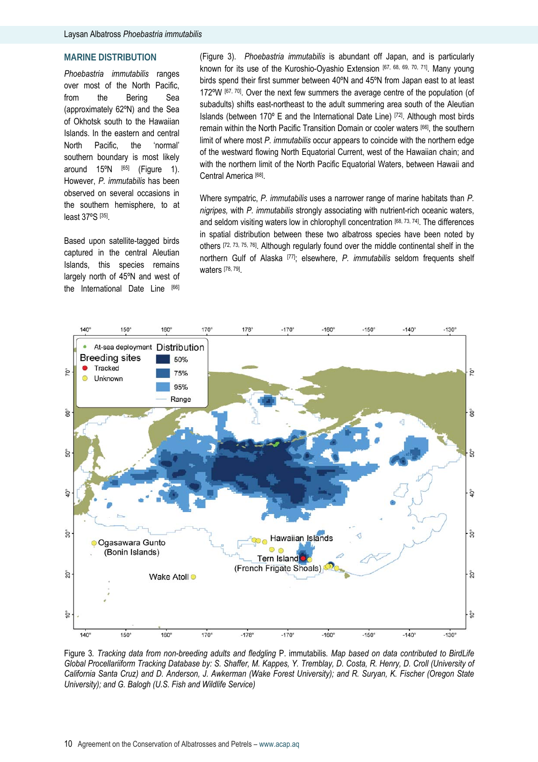## MARINE DISTRIBUTION

*Phoebastria immutabilis* ranges over most of the North Pacific, from the Bering Sea (approximately 62ºN) and the Sea of Okhotsk south to the Hawaiian Islands. In the eastern and central North Pacific, the 'normal' southern boundary is most likely around 15ºN [65] (Figure 1). However, *P. immutabilis* has been observed on several occasions in the southern hemisphere, to at least 37ºS [35].

Based upon satellite-tagged birds captured in the central Aleutian Islands, this species remains largely north of 45ºN and west of the International Date Line [66] (Figure 3). *Phoebastria immutabilis* is abundant off Japan, and is particularly known for its use of the Kuroshio-Oyashio Extension [67, 68, 69, 70, 71]. Many young birds spend their first summer between 40ºN and 45ºN from Japan east to at least 172ºW [67, 70]. Over the next few summers the average centre of the population (of subadults) shifts east-northeast to the adult summering area south of the Aleutian Islands (between 170º E and the International Date Line) [72]. Although most birds remain within the North Pacific Transition Domain or cooler waters [66], the southern limit of where most *P. immutabilis* occur appears to coincide with the northern edge of the westward flowing North Equatorial Current, west of the Hawaiian chain; and with the northern limit of the North Pacific Equatorial Waters, between Hawaii and Central America [68].

Where sympatric, *P. immutabilis* uses a narrower range of marine habitats than *P. nigripes,* with *P. immutabilis* strongly associating with nutrient-rich oceanic waters, and seldom visiting waters low in chlorophyll concentration [68, 73, 74]. The differences in spatial distribution between these two albatross species have been noted by others [72, 73, 75, 76]. Although regularly found over the middle continental shelf in the northern Gulf of Alaska [77]; elsewhere, *P. immutabilis* seldom frequents shelf waters [78, 79].

At-sea deployment
Breeding sites
Tracked
Unknown
Distribution
50%
75%
95%
Range

Ogasawara Gunto (Bonin Islands)
Wake Atoll
Hawaiian Islands
Tern Island (French Frigate Shoals)

140° 150° 160° 170° 178° -170° -160° -150° -140° -130°
10° 20° 30° 40° 50° 60° 70°

Figure 3. *Tracking data from non-breeding adults and fledgling* P. immutabilis. *Map based on data contributed to BirdLife Global Procellariiform Tracking Database by: S. Shaffer, M. Kappes, Y. Tremblay, D. Costa, R. Henry, D. Croll (University of California Santa Cruz) and D. Anderson, J. Awkerman (Wake Forest University); and R. Suryan, K. Fischer (Oregon State University); and G. Balogh (U.S. Fish and Wildlife Service)*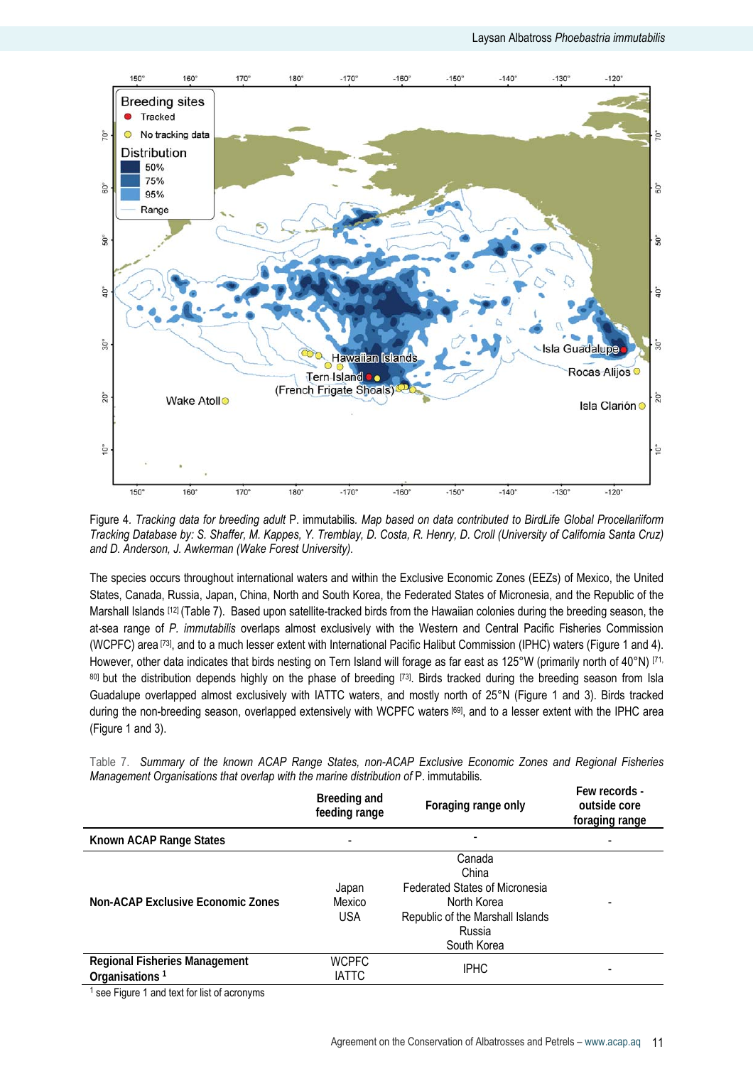Figure 4. *Tracking data for breeding adult* P. immutabilis*. Map based on data contributed to BirdLife Global Procellariiform Tracking Database by: S. Shaffer, M. Kappes, Y. Tremblay, D. Costa, R. Henry, D. Croll (University of California Santa Cruz) and D. Anderson, J. Awkerman (Wake Forest University).*

The species occurs throughout international waters and within the Exclusive Economic Zones (EEZs) of Mexico, the United States, Canada, Russia, Japan, China, North and South Korea, the Federated States of Micronesia, and the Republic of the Marshall Islands [12] (Table 7). Based upon satellite-tracked birds from the Hawaiian colonies during the breeding season, the at-sea range of *P. immutabilis* overlaps almost exclusively with the Western and Central Pacific Fisheries Commission (WCPFC) area [73], and to a much lesser extent with International Pacific Halibut Commission (IPHC) waters (Figure 1 and 4). However, other data indicates that birds nesting on Tern Island will forage as far east as 125°W (primarily north of 40°N) [71, 80] but the distribution depends highly on the phase of breeding [73]. Birds tracked during the breeding season from Isla Guadalupe overlapped almost exclusively with IATTC waters, and mostly north of 25°N (Figure 1 and 3). Birds tracked during the non-breeding season, overlapped extensively with WCPFC waters [69], and to a lesser extent with the IPHC area (Figure 1 and 3).

Table 7. *Summary of the known ACAP Range States, non-ACAP Exclusive Economic Zones and Regional Fisheries Management Organisations that overlap with the marine distribution of* P. immutabilis.

| | Breeding and feeding range | Foraging range only | Few records - outside core foraging range |
|---|---|---|---|
| **Known ACAP Range States** | - | - | - |
| **Non-ACAP Exclusive Economic Zones** | Japan<br>Mexico<br>USA | Canada<br>China<br>Federated States of Micronesia<br>North Korea<br>Republic of the Marshall Islands<br>Russia<br>South Korea | - |
| **Regional Fisheries Management Organisations** [1] | WCPFC<br>IATTC | IPHC | - |

[1] see Figure 1 and text for list of acronyms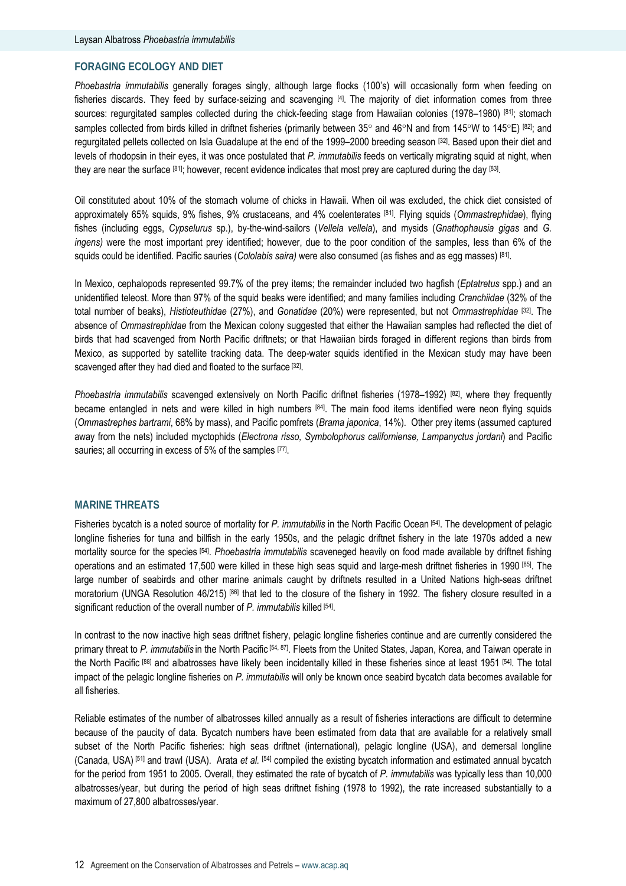## FORAGING ECOLOGY AND DIET

*Phoebastria immutabilis* generally forages singly, although large flocks (100's) will occasionally form when feeding on fisheries discards. They feed by surface-seizing and scavenging [4]. The majority of diet information comes from three sources: regurgitated samples collected during the chick-feeding stage from Hawaiian colonies (1978–1980) [81]; stomach samples collected from birds killed in driftnet fisheries (primarily between 35° and 46°N and from 145°W to 145°E) [82]; and regurgitated pellets collected on Isla Guadalupe at the end of the 1999–2000 breeding season [32]. Based upon their diet and levels of rhodopsin in their eyes, it was once postulated that *P. immutabilis* feeds on vertically migrating squid at night, when they are near the surface [81]; however, recent evidence indicates that most prey are captured during the day [83].

Oil constituted about 10% of the stomach volume of chicks in Hawaii. When oil was excluded, the chick diet consisted of approximately 65% squids, 9% fishes, 9% crustaceans, and 4% coelenterates [81]. Flying squids (*Ommastrephidae*), flying fishes (including eggs, *Cypselurus* sp.), by-the-wind-sailors (*Vellela vellela*), and mysids (*Gnathophausia gigas* and *G. ingens)* were the most important prey identified; however, due to the poor condition of the samples, less than 6% of the squids could be identified. Pacific sauries (*Cololabis saira)* were also consumed (as fishes and as egg masses) [81].

In Mexico, cephalopods represented 99.7% of the prey items; the remainder included two hagfish (*Eptatretus* spp.) and an unidentified teleost. More than 97% of the squid beaks were identified; and many families including *Cranchiidae* (32% of the total number of beaks), *Histioteuthidae* (27%), and *Gonatidae* (20%) were represented, but not *Ommastrephidae* [32]. The absence of *Ommastrephidae* from the Mexican colony suggested that either the Hawaiian samples had reflected the diet of birds that had scavenged from North Pacific driftnets; or that Hawaiian birds foraged in different regions than birds from Mexico, as supported by satellite tracking data. The deep-water squids identified in the Mexican study may have been scavenged after they had died and floated to the surface [32].

*Phoebastria immutabilis* scavenged extensively on North Pacific driftnet fisheries (1978–1992) [82], where they frequently became entangled in nets and were killed in high numbers [84]. The main food items identified were neon flying squids (*Ommastrephes bartrami*, 68% by mass), and Pacific pomfrets (*Brama japonica*, 14%). Other prey items (assumed captured away from the nets) included myctophids (*Electrona risso, Symbolophorus californiense, Lampanyctus jordani*) and Pacific sauries; all occurring in excess of 5% of the samples [77].

## MARINE THREATS

Fisheries bycatch is a noted source of mortality for *P. immutabilis* in the North Pacific Ocean [54]. The development of pelagic longline fisheries for tuna and billfish in the early 1950s, and the pelagic driftnet fishery in the late 1970s added a new mortality source for the species [54]. *Phoebastria immutabilis* scaveneged heavily on food made available by driftnet fishing operations and an estimated 17,500 were killed in these high seas squid and large-mesh driftnet fisheries in 1990 [85]. The large number of seabirds and other marine animals caught by driftnets resulted in a United Nations high-seas driftnet moratorium (UNGA Resolution 46/215) [86] that led to the closure of the fishery in 1992. The fishery closure resulted in a significant reduction of the overall number of *P. immutabilis* killed [54].

In contrast to the now inactive high seas driftnet fishery, pelagic longline fisheries continue and are currently considered the primary threat to *P. immutabilis* in the North Pacific [54, 87]. Fleets from the United States, Japan, Korea, and Taiwan operate in the North Pacific [88] and albatrosses have likely been incidentally killed in these fisheries since at least 1951 [54]. The total impact of the pelagic longline fisheries on *P. immutabilis* will only be known once seabird bycatch data becomes available for all fisheries.

Reliable estimates of the number of albatrosses killed annually as a result of fisheries interactions are difficult to determine because of the paucity of data. Bycatch numbers have been estimated from data that are available for a relatively small subset of the North Pacific fisheries: high seas driftnet (international), pelagic longline (USA), and demersal longline (Canada, USA) [51] and trawl (USA). Arata *et al.* [54] compiled the existing bycatch information and estimated annual bycatch for the period from 1951 to 2005. Overall, they estimated the rate of bycatch of *P. immutabilis* was typically less than 10,000 albatrosses/year, but during the period of high seas driftnet fishing (1978 to 1992), the rate increased substantially to a maximum of 27,800 albatrosses/year.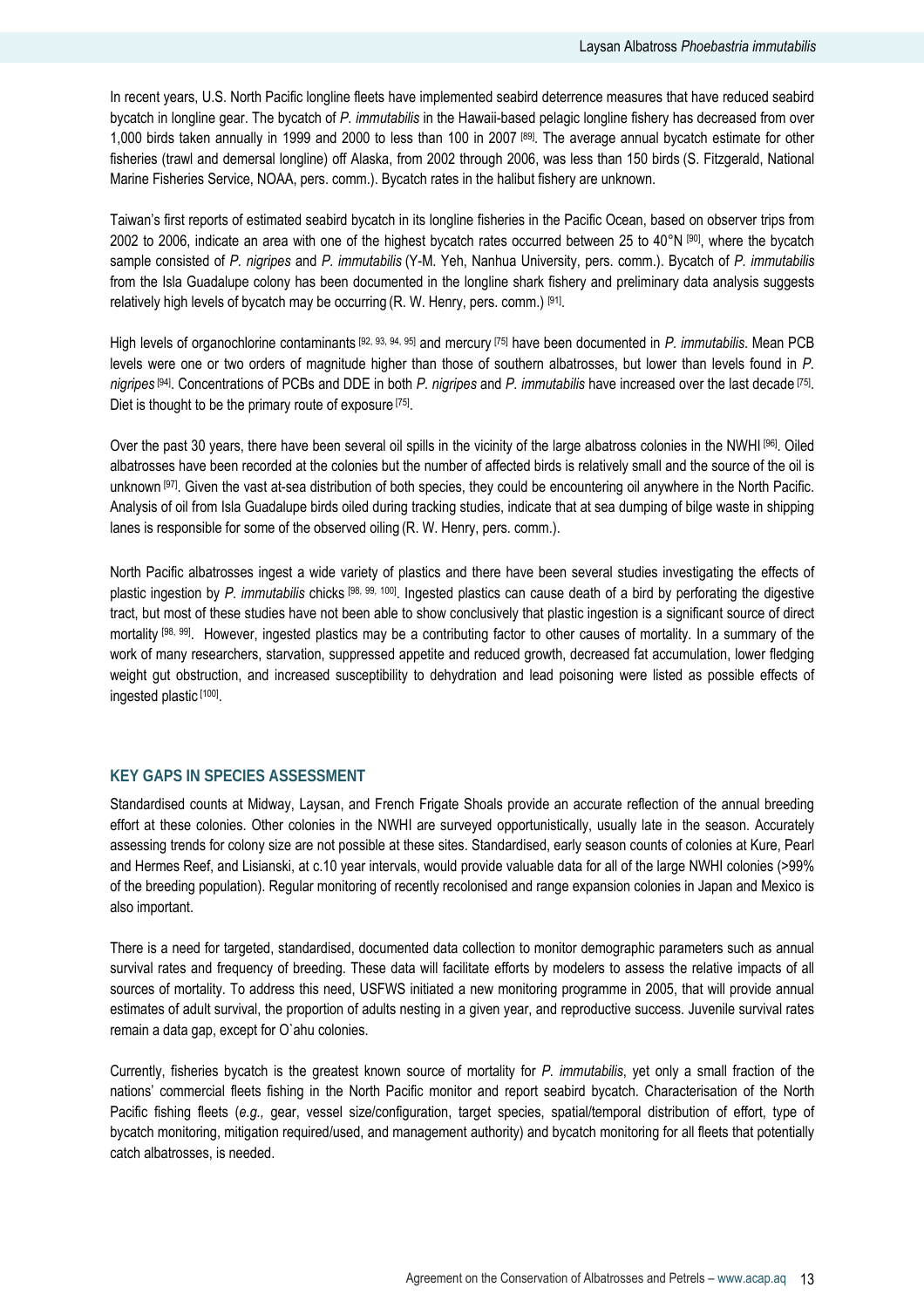In recent years, U.S. North Pacific longline fleets have implemented seabird deterrence measures that have reduced seabird bycatch in longline gear. The bycatch of *P. immutabilis* in the Hawaii-based pelagic longline fishery has decreased from over 1,000 birds taken annually in 1999 and 2000 to less than 100 in 2007 [89]. The average annual bycatch estimate for other fisheries (trawl and demersal longline) off Alaska, from 2002 through 2006, was less than 150 birds (S. Fitzgerald, National Marine Fisheries Service, NOAA, pers. comm.). Bycatch rates in the halibut fishery are unknown.

Taiwan's first reports of estimated seabird bycatch in its longline fisheries in the Pacific Ocean, based on observer trips from 2002 to 2006, indicate an area with one of the highest bycatch rates occurred between 25 to 40°N [90], where the bycatch sample consisted of *P. nigripes* and *P. immutabilis* (Y-M. Yeh, Nanhua University, pers. comm.). Bycatch of *P. immutabilis* from the Isla Guadalupe colony has been documented in the longline shark fishery and preliminary data analysis suggests relatively high levels of bycatch may be occurring (R. W. Henry, pers. comm.) [91].

High levels of organochlorine contaminants [92, 93, 94, 95] and mercury [75] have been documented in *P. immutabilis*. Mean PCB levels were one or two orders of magnitude higher than those of southern albatrosses, but lower than levels found in *P. nigripes* [94]. Concentrations of PCBs and DDE in both *P. nigripes* and *P. immutabilis* have increased over the last decade [75]. Diet is thought to be the primary route of exposure [75].

Over the past 30 years, there have been several oil spills in the vicinity of the large albatross colonies in the NWHI [96]. Oiled albatrosses have been recorded at the colonies but the number of affected birds is relatively small and the source of the oil is unknown [97]. Given the vast at-sea distribution of both species, they could be encountering oil anywhere in the North Pacific. Analysis of oil from Isla Guadalupe birds oiled during tracking studies, indicate that at sea dumping of bilge waste in shipping lanes is responsible for some of the observed oiling (R. W. Henry, pers. comm.).

North Pacific albatrosses ingest a wide variety of plastics and there have been several studies investigating the effects of plastic ingestion by *P. immutabilis* chicks [98, 99, 100]. Ingested plastics can cause death of a bird by perforating the digestive tract, but most of these studies have not been able to show conclusively that plastic ingestion is a significant source of direct mortality [98, 99]. However, ingested plastics may be a contributing factor to other causes of mortality. In a summary of the work of many researchers, starvation, suppressed appetite and reduced growth, decreased fat accumulation, lower fledging weight gut obstruction, and increased susceptibility to dehydration and lead poisoning were listed as possible effects of ingested plastic [100].

## KEY GAPS IN SPECIES ASSESSMENT

Standardised counts at Midway, Laysan, and French Frigate Shoals provide an accurate reflection of the annual breeding effort at these colonies. Other colonies in the NWHI are surveyed opportunistically, usually late in the season. Accurately assessing trends for colony size are not possible at these sites. Standardised, early season counts of colonies at Kure, Pearl and Hermes Reef, and Lisianski, at c.10 year intervals, would provide valuable data for all of the large NWHI colonies (>99% of the breeding population). Regular monitoring of recently recolonised and range expansion colonies in Japan and Mexico is also important.

There is a need for targeted, standardised, documented data collection to monitor demographic parameters such as annual survival rates and frequency of breeding. These data will facilitate efforts by modelers to assess the relative impacts of all sources of mortality. To address this need, USFWS initiated a new monitoring programme in 2005, that will provide annual estimates of adult survival, the proportion of adults nesting in a given year, and reproductive success. Juvenile survival rates remain a data gap, except for O`ahu colonies.

Currently, fisheries bycatch is the greatest known source of mortality for *P. immutabilis*, yet only a small fraction of the nations' commercial fleets fishing in the North Pacific monitor and report seabird bycatch. Characterisation of the North Pacific fishing fleets (*e.g.,* gear, vessel size/configuration, target species, spatial/temporal distribution of effort, type of bycatch monitoring, mitigation required/used, and management authority) and bycatch monitoring for all fleets that potentially catch albatrosses, is needed.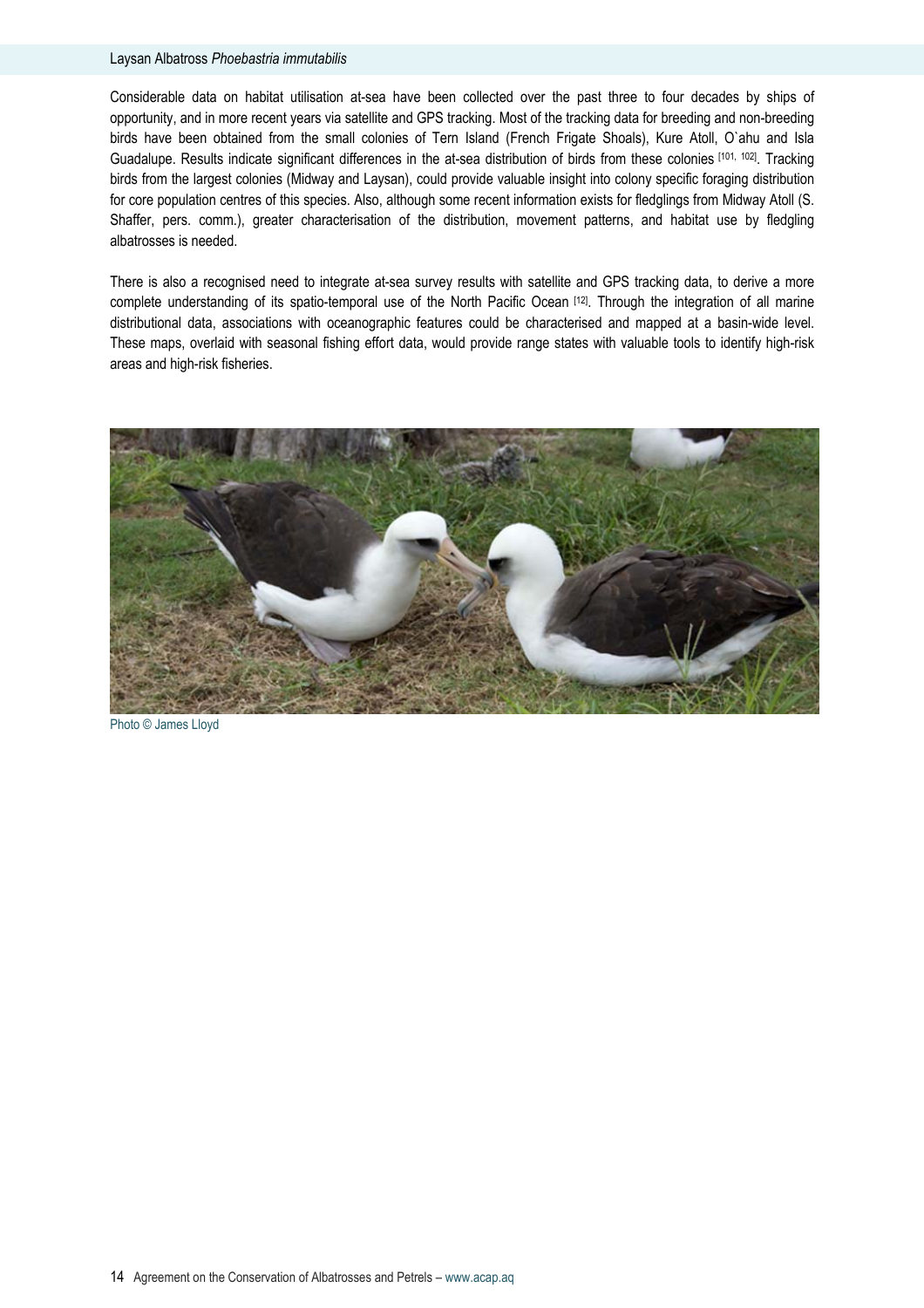Considerable data on habitat utilisation at-sea have been collected over the past three to four decades by ships of opportunity, and in more recent years via satellite and GPS tracking. Most of the tracking data for breeding and non-breeding birds have been obtained from the small colonies of Tern Island (French Frigate Shoals), Kure Atoll, O`ahu and Isla Guadalupe. Results indicate significant differences in the at-sea distribution of birds from these colonies [101, 102]. Tracking birds from the largest colonies (Midway and Laysan), could provide valuable insight into colony specific foraging distribution for core population centres of this species. Also, although some recent information exists for fledglings from Midway Atoll (S. Shaffer, pers. comm.), greater characterisation of the distribution, movement patterns, and habitat use by fledgling albatrosses is needed.

There is also a recognised need to integrate at-sea survey results with satellite and GPS tracking data, to derive a more complete understanding of its spatio-temporal use of the North Pacific Ocean [12]. Through the integration of all marine distributional data, associations with oceanographic features could be characterised and mapped at a basin-wide level. These maps, overlaid with seasonal fishing effort data, would provide range states with valuable tools to identify high-risk areas and high-risk fisheries.

Photo © James Lloyd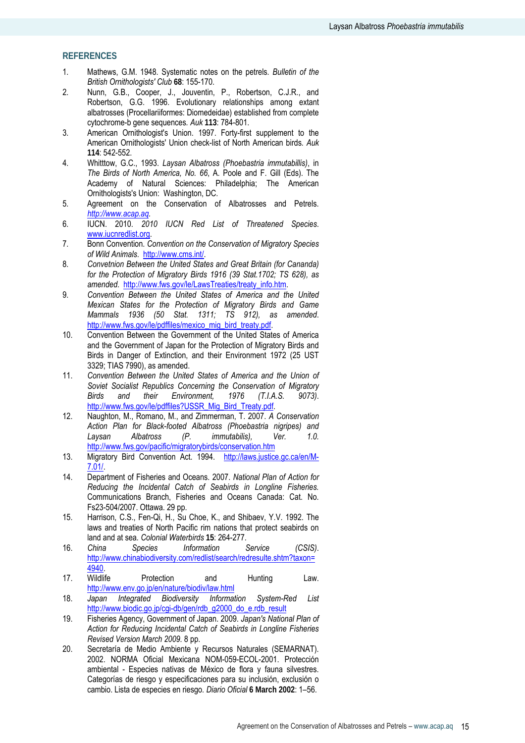## REFERENCES

1. Mathews, G.M. 1948. Systematic notes on the petrels. *Bulletin of the British Ornithologists' Club* **68**: 155-170.
2. Nunn, G.B., Cooper, J., Jouventin, P., Robertson, C.J.R., and Robertson, G.G. 1996. Evolutionary relationships among extant albatrosses (Procellariiformes: Diomedeidae) established from complete cytochrome-b gene sequences. *Auk* **113**: 784-801.
3. American Ornithologist's Union. 1997. Forty-first supplement to the American Ornithologists' Union check-list of North American birds. *Auk* **114**: 542-552.
4. Whitttow, G.C., 1993. *Laysan Albatross (Phoebastria immutabillis)*, in *The Birds of North America, No. 66*, A. Poole and F. Gill (Eds). The Academy of Natural Sciences: Philadelphia; The American Ornithologists's Union: Washington, DC.
5. Agreement on the Conservation of Albatrosses and Petrels. http://www.acap.aq.
6. IUCN. 2010. *2010 IUCN Red List of Threatened Species*. www.iucnredlist.org.
7. Bonn Convention. *Convention on the Conservation of Migratory Species of Wild Animals*. http://www.cms.int/.
8. *Convetnion Between the United States and Great Britain (for Cananda) for the Protection of Migratory Birds 1916 (39 Stat.1702; TS 628), as amended.* http://www.fws.gov/le/LawsTreaties/treaty_info.htm.
9. *Convention Between the United States of America and the United Mexican States for the Protection of Migratory Birds and Game Mammals 1936 (50 Stat. 1311; TS 912), as amended.* http://www.fws.gov/le/pdffiles/mexico_mig_bird_treaty.pdf.
10. Convention Between the Government of the United States of America and the Government of Japan for the Protection of Migratory Birds and Birds in Danger of Extinction, and their Environment 1972 (25 UST 3329; TIAS 7990), as amended.
11. *Convention Between the United States of America and the Union of Soviet Socialist Republics Concerning the Conservation of Migratory Birds and their Environment, 1976 (T.I.A.S. 9073).* http://www.fws.gov/le/pdffiles?USSR_Mig_Bird_Treaty.pdf.
12. Naughton, M., Romano, M., and Zimmerman, T. 2007. *A Conservation Action Plan for Black-footed Albatross (Phoebastria nigripes) and Laysan Albatross (P. immutabilis), Ver. 1.0.* http://www.fws.gov/pacific/migratorybirds/conservation.htm
13. Migratory Bird Convention Act. 1994. http://laws.justice.gc.ca/en/M-7.01/.
14. Department of Fisheries and Oceans. 2007. *National Plan of Action for Reducing the Incidental Catch of Seabirds in Longline Fisheries.* Communications Branch, Fisheries and Oceans Canada: Cat. No. Fs23-504/2007. Ottawa. 29 pp.
15. Harrison, C.S., Fen-Qi, H., Su Choe, K., and Shibaev, Y.V. 1992. The laws and treaties of North Pacific rim nations that protect seabirds on land and at sea. *Colonial Waterbirds* **15**: 264-277.
16. *China Species Information Service (CSIS).* http://www.chinabiodiversity.com/redlist/search/redresulte.shtm?taxon=4940.
17. Wildlife Protection and Hunting Law. http://www.env.go.jp/en/nature/biodiv/law.html
18. *Japan Integrated Biodiversity Information System-Red List* http://www.biodic.go.jp/cgi-db/gen/rdb_g2000_do_e.rdb_result
19. Fisheries Agency, Government of Japan. 2009. *Japan's National Plan of Action for Reducing Incidental Catch of Seabirds in Longline Fisheries Revised Version March 2009.* 8 pp.
20. Secretaría de Medio Ambiente y Recursos Naturales (SEMARNAT). 2002. NORMA Oficial Mexicana NOM-059-ECOL-2001. Protección ambiental - Especies nativas de México de flora y fauna silvestres. Categorías de riesgo y especificaciones para su inclusión, exclusión o cambio. Lista de especies en riesgo. *Diario Oficial* **6 March 2002**: 1–56.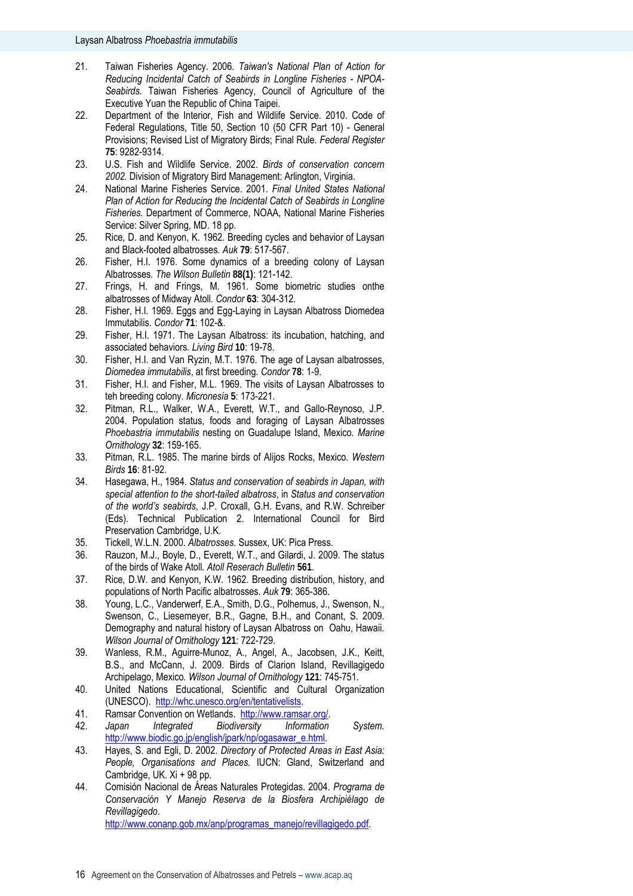21. Taiwan Fisheries Agency. 2006. *Taiwan's National Plan of Action for Reducing Incidental Catch of Seabirds in Longline Fisheries - NPOA-Seabirds.* Taiwan Fisheries Agency, Council of Agriculture of the Executive Yuan the Republic of China Taipei.
22. Department of the Interior, Fish and Wildlife Service. 2010. Code of Federal Regulations, Title 50, Section 10 (50 CFR Part 10) - General Provisions; Revised List of Migratory Birds; Final Rule. *Federal Register* **75**: 9282-9314.
23. U.S. Fish and Wildlife Service. 2002. *Birds of conservation concern 2002.* Division of Migratory Bird Management: Arlington, Virginia.
24. National Marine Fisheries Service. 2001. *Final United States National Plan of Action for Reducing the Incidental Catch of Seabirds in Longline Fisheries.* Department of Commerce, NOAA, National Marine Fisheries Service: Silver Spring, MD. 18 pp.
25. Rice, D. and Kenyon, K. 1962. Breeding cycles and behavior of Laysan and Black-footed albatrosses. *Auk* **79**: 517-567.
26. Fisher, H.I. 1976. Some dynamics of a breeding colony of Laysan Albatrosses. *The Wilson Bulletin* **88(1)**: 121-142.
27. Frings, H. and Frings, M. 1961. Some biometric studies onthe albatrosses of Midway Atoll. *Condor* **63**: 304-312.
28. Fisher, H.I. 1969. Eggs and Egg-Laying in Laysan Albatross Diomedea Immutabilis. *Condor* **71**: 102-&.
29. Fisher, H.I. 1971. The Laysan Albatross: its incubation, hatching, and associated behaviors. *Living Bird* **10**: 19-78.
30. Fisher, H.I. and Van Ryzin, M.T. 1976. The age of Laysan albatrosses, *Diomedea immutabilis*, at first breeding. *Condor* **78**: 1-9.
31. Fisher, H.I. and Fisher, M.L. 1969. The visits of Laysan Albatrosses to teh breeding colony. *Micronesia* **5**: 173-221.
32. Pitman, R.L., Walker, W.A., Everett, W.T., and Gallo-Reynoso, J.P. 2004. Population status, foods and foraging of Laysan Albatrosses *Phoebastria immutabilis* nesting on Guadalupe Island, Mexico. *Marine Ornithology* **32**: 159-165.
33. Pitman, R.L. 1985. The marine birds of Alijos Rocks, Mexico. *Western Birds* **16**: 81-92.
34. Hasegawa, H., 1984. *Status and conservation of seabirds in Japan, with special attention to the short-tailed albatross*, in *Status and conservation of the world's seabirds*, J.P. Croxall, G.H. Evans, and R.W. Schreiber (Eds). Technical Publication 2. International Council for Bird Preservation Cambridge, U.K.
35. Tickell, W.L.N. 2000. *Albatrosses.* Sussex, UK: Pica Press.
36. Rauzon, M.J., Boyle, D., Everett, W.T., and Gilardi, J. 2009. The status of the birds of Wake Atoll. *Atoll Reserach Bulletin* **561**.
37. Rice, D.W. and Kenyon, K.W. 1962. Breeding distribution, history, and populations of North Pacific albatrosses. *Auk* **79**: 365-386.
38. Young, L.C., Vanderwerf, E.A., Smith, D.G., Polhemus, J., Swenson, N., Swenson, C., Liesemeyer, B.R., Gagne, B.H., and Conant, S. 2009. Demography and natural history of Laysan Albatross on Oahu, Hawaii. *Wilson Journal of Ornithology* **121**: 722-729.
39. Wanless, R.M., Aguirre-Munoz, A., Angel, A., Jacobsen, J.K., Keitt, B.S., and McCann, J. 2009. Birds of Clarion Island, Revillagigedo Archipelago, Mexico. *Wilson Journal of Ornithology* **121**: 745-751.
40. United Nations Educational, Scientific and Cultural Organization (UNESCO). http://whc.unesco.org/en/tentativelists.
41. Ramsar Convention on Wetlands. http://www.ramsar.org/.
42. *Japan Integrated Biodiversity Information System.* http://www.biodic.go.jp/english/jpark/np/ogasawar_e.html.
43. Hayes, S. and Egli, D. 2002. *Directory of Protected Areas in East Asia: People, Organisations and Places.* IUCN: Gland, Switzerland and Cambridge, UK. Xi + 98 pp.
44. Comisión Nacional de Áreas Naturales Protegidas. 2004. *Programa de Conservación Y Manejo Reserva de la Biosfera Archipiélago de Revillagigedo*. http://www.conanp.gob.mx/anp/programas_manejo/revillagigedo.pdf.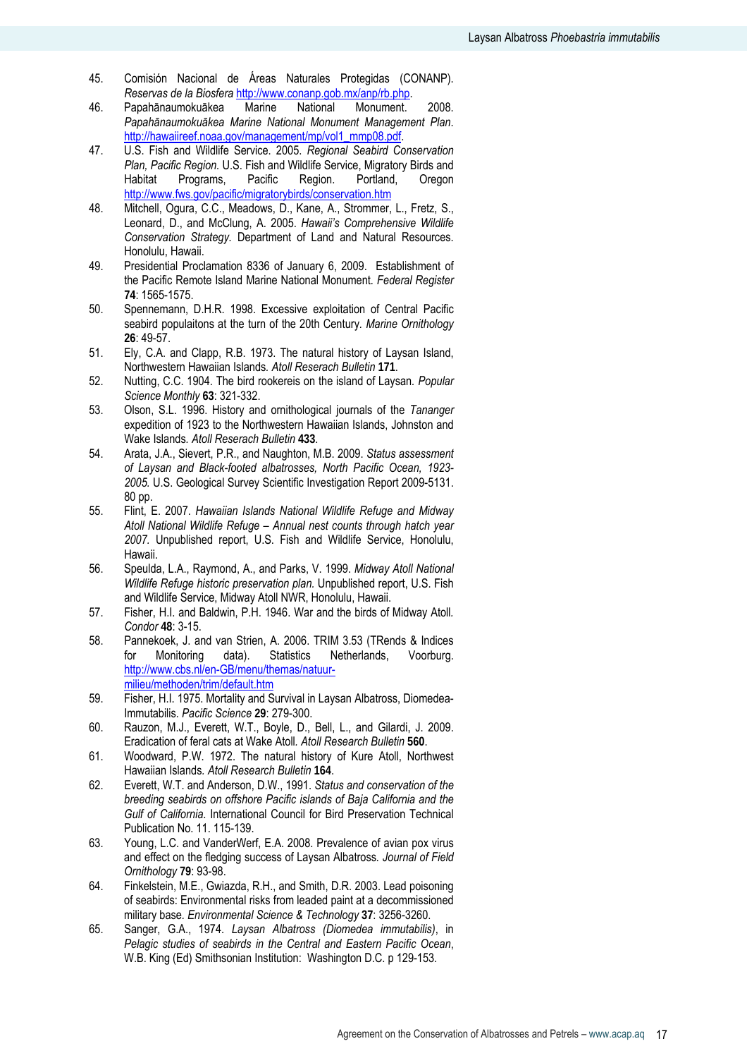45. Comisión Nacional de Áreas Naturales Protegidas (CONANP). *Reservas de la Biosfera* http://www.conanp.gob.mx/anp/rb.php.
46. Papahānaumokuākea Marine National Monument. 2008. *Papahānaumokuākea Marine National Monument Management Plan*. http://hawaiireef.noaa.gov/management/mp/vol1_mmp08.pdf.
47. U.S. Fish and Wildlife Service. 2005. *Regional Seabird Conservation Plan, Pacific Region.* U.S. Fish and Wildlife Service, Migratory Birds and Habitat Programs, Pacific Region. Portland, Oregon http://www.fws.gov/pacific/migratorybirds/conservation.htm
48. Mitchell, Ogura, C.C., Meadows, D., Kane, A., Strommer, L., Fretz, S., Leonard, D., and McClung, A. 2005. *Hawaii's Comprehensive Wildlife Conservation Strategy.* Department of Land and Natural Resources. Honolulu, Hawaii.
49. Presidential Proclamation 8336 of January 6, 2009. Establishment of the Pacific Remote Island Marine National Monument. *Federal Register* **74**: 1565-1575.
50. Spennemann, D.H.R. 1998. Excessive exploitation of Central Pacific seabird populaitons at the turn of the 20th Century. *Marine Ornithology* **26**: 49-57.
51. Ely, C.A. and Clapp, R.B. 1973. The natural history of Laysan Island, Northwestern Hawaiian Islands. *Atoll Reserach Bulletin* **171**.
52. Nutting, C.C. 1904. The bird rookereis on the island of Laysan. *Popular Science Monthly* **63**: 321-332.
53. Olson, S.L. 1996. History and ornithological journals of the *Tananger* expedition of 1923 to the Northwestern Hawaiian Islands, Johnston and Wake Islands. *Atoll Reserach Bulletin* **433**.
54. Arata, J.A., Sievert, P.R., and Naughton, M.B. 2009. *Status assessment of Laysan and Black-footed albatrosses, North Pacific Ocean, 1923-2005.* U.S. Geological Survey Scientific Investigation Report 2009-5131. 80 pp.
55. Flint, E. 2007. *Hawaiian Islands National Wildlife Refuge and Midway Atoll National Wildlife Refuge – Annual nest counts through hatch year 2007.* Unpublished report, U.S. Fish and Wildlife Service, Honolulu, Hawaii.
56. Speulda, L.A., Raymond, A., and Parks, V. 1999. *Midway Atoll National Wildlife Refuge historic preservation plan.* Unpublished report, U.S. Fish and Wildlife Service, Midway Atoll NWR, Honolulu, Hawaii.
57. Fisher, H.I. and Baldwin, P.H. 1946. War and the birds of Midway Atoll. *Condor* **48**: 3-15.
58. Pannekoek, J. and van Strien, A. 2006. TRIM 3.53 (TRends & Indices for Monitoring data). Statistics Netherlands, Voorburg. http://www.cbs.nl/en-GB/menu/themas/natuur-milieu/methoden/trim/default.htm
59. Fisher, H.I. 1975. Mortality and Survival in Laysan Albatross, Diomedea-Immutabilis. *Pacific Science* **29**: 279-300.
60. Rauzon, M.J., Everett, W.T., Boyle, D., Bell, L., and Gilardi, J. 2009. Eradication of feral cats at Wake Atoll. *Atoll Research Bulletin* **560**.
61. Woodward, P.W. 1972. The natural history of Kure Atoll, Northwest Hawaiian Islands. *Atoll Research Bulletin* **164**.
62. Everett, W.T. and Anderson, D.W., 1991. *Status and conservation of the breeding seabirds on offshore Pacific islands of Baja California and the Gulf of California.* International Council for Bird Preservation Technical Publication No. 11. 115-139.
63. Young, L.C. and VanderWerf, E.A. 2008. Prevalence of avian pox virus and effect on the fledging success of Laysan Albatross. *Journal of Field Ornithology* **79**: 93-98.
64. Finkelstein, M.E., Gwiazda, R.H., and Smith, D.R. 2003. Lead poisoning of seabirds: Environmental risks from leaded paint at a decommissioned military base. *Environmental Science & Technology* **37**: 3256-3260.
65. Sanger, G.A., 1974. *Laysan Albatross (Diomedea immutabilis)*, in *Pelagic studies of seabirds in the Central and Eastern Pacific Ocean*, W.B. King (Ed) Smithsonian Institution: Washington D.C. p 129-153.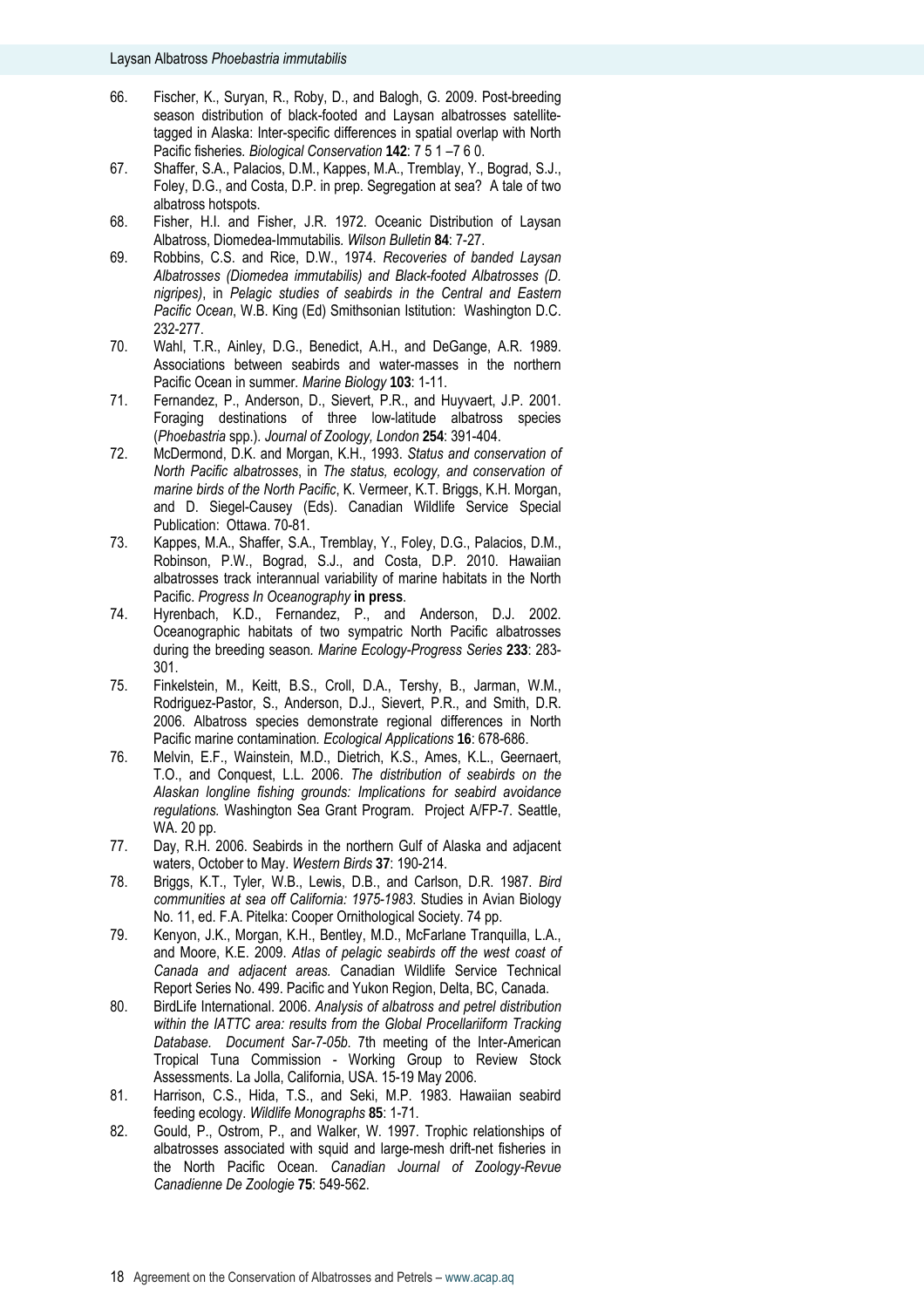66. Fischer, K., Suryan, R., Roby, D., and Balogh, G. 2009. Post-breeding season distribution of black-footed and Laysan albatrosses satellite-tagged in Alaska: Inter-specific differences in spatial overlap with North Pacific fisheries. *Biological Conservation* **142**: 7 5 1 –7 6 0.
67. Shaffer, S.A., Palacios, D.M., Kappes, M.A., Tremblay, Y., Bograd, S.J., Foley, D.G., and Costa, D.P. in prep. Segregation at sea? A tale of two albatross hotspots.
68. Fisher, H.I. and Fisher, J.R. 1972. Oceanic Distribution of Laysan Albatross, Diomedea-Immutabilis. *Wilson Bulletin* **84**: 7-27.
69. Robbins, C.S. and Rice, D.W., 1974. *Recoveries of banded Laysan Albatrosses (Diomedea immutabilis) and Black-footed Albatrosses (D. nigripes)*, in *Pelagic studies of seabirds in the Central and Eastern Pacific Ocean*, W.B. King (Ed) Smithsonian Istitution: Washington D.C. 232-277.
70. Wahl, T.R., Ainley, D.G., Benedict, A.H., and DeGange, A.R. 1989. Associations between seabirds and water-masses in the northern Pacific Ocean in summer. *Marine Biology* **103**: 1-11.
71. Fernandez, P., Anderson, D., Sievert, P.R., and Huyvaert, J.P. 2001. Foraging destinations of three low-latitude albatross species (*Phoebastria* spp.). *Journal of Zoology, London* **254**: 391-404.
72. McDermond, D.K. and Morgan, K.H., 1993. *Status and conservation of North Pacific albatrosses*, in *The status, ecology, and conservation of marine birds of the North Pacific*, K. Vermeer, K.T. Briggs, K.H. Morgan, and D. Siegel-Causey (Eds). Canadian Wildlife Service Special Publication: Ottawa. 70-81.
73. Kappes, M.A., Shaffer, S.A., Tremblay, Y., Foley, D.G., Palacios, D.M., Robinson, P.W., Bograd, S.J., and Costa, D.P. 2010. Hawaiian albatrosses track interannual variability of marine habitats in the North Pacific. *Progress In Oceanography* **in press**.
74. Hyrenbach, K.D., Fernandez, P., and Anderson, D.J. 2002. Oceanographic habitats of two sympatric North Pacific albatrosses during the breeding season. *Marine Ecology-Progress Series* **233**: 283-301.
75. Finkelstein, M., Keitt, B.S., Croll, D.A., Tershy, B., Jarman, W.M., Rodriguez-Pastor, S., Anderson, D.J., Sievert, P.R., and Smith, D.R. 2006. Albatross species demonstrate regional differences in North Pacific marine contamination. *Ecological Applications* **16**: 678-686.
76. Melvin, E.F., Wainstein, M.D., Dietrich, K.S., Ames, K.L., Geernaert, T.O., and Conquest, L.L. 2006. *The distribution of seabirds on the Alaskan longline fishing grounds: Implications for seabird avoidance regulations.* Washington Sea Grant Program. Project A/FP-7. Seattle, WA. 20 pp.
77. Day, R.H. 2006. Seabirds in the northern Gulf of Alaska and adjacent waters, October to May. *Western Birds* **37**: 190-214.
78. Briggs, K.T., Tyler, W.B., Lewis, D.B., and Carlson, D.R. 1987. *Bird communities at sea off California: 1975-1983.* Studies in Avian Biology No. 11, ed. F.A. Pitelka: Cooper Ornithological Society. 74 pp.
79. Kenyon, J.K., Morgan, K.H., Bentley, M.D., McFarlane Tranquilla, L.A., and Moore, K.E. 2009. *Atlas of pelagic seabirds off the west coast of Canada and adjacent areas.* Canadian Wildlife Service Technical Report Series No. 499. Pacific and Yukon Region, Delta, BC, Canada.
80. BirdLife International. 2006. *Analysis of albatross and petrel distribution within the IATTC area: results from the Global Procellariiform Tracking Database. Document Sar-7-05b.* 7th meeting of the Inter-American Tropical Tuna Commission - Working Group to Review Stock Assessments. La Jolla, California, USA. 15-19 May 2006.
81. Harrison, C.S., Hida, T.S., and Seki, M.P. 1983. Hawaiian seabird feeding ecology. *Wildlife Monographs* **85**: 1-71.
82. Gould, P., Ostrom, P., and Walker, W. 1997. Trophic relationships of albatrosses associated with squid and large-mesh drift-net fisheries in the North Pacific Ocean. *Canadian Journal of Zoology-Revue Canadienne De Zoologie* **75**: 549-562.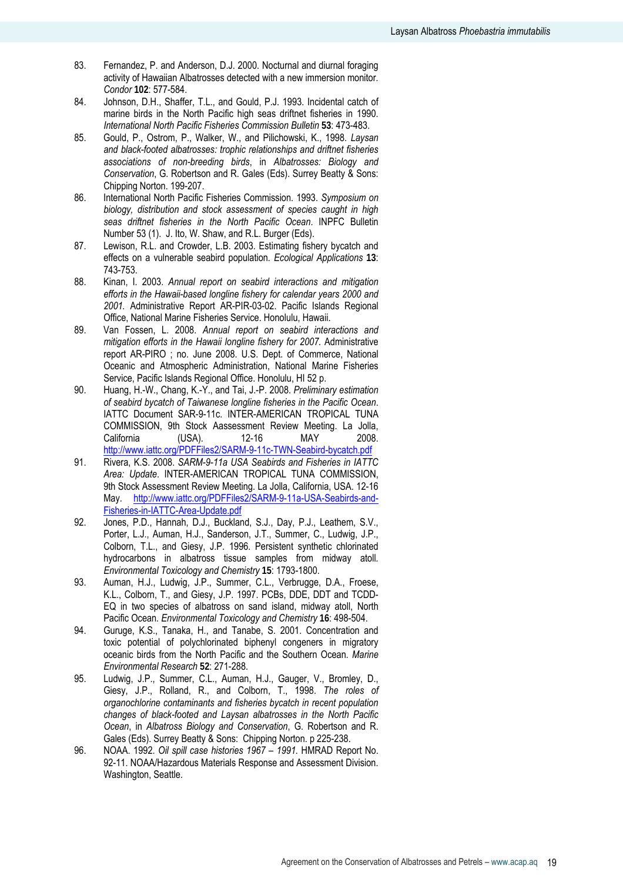83. Fernandez, P. and Anderson, D.J. 2000. Nocturnal and diurnal foraging activity of Hawaiian Albatrosses detected with a new immersion monitor. *Condor* **102**: 577-584.
84. Johnson, D.H., Shaffer, T.L., and Gould, P.J. 1993. Incidental catch of marine birds in the North Pacific high seas driftnet fisheries in 1990. *International North Pacific Fisheries Commission Bulletin* **53**: 473-483.
85. Gould, P., Ostrom, P., Walker, W., and Pilichowski, K., 1998. *Laysan and black-footed albatrosses: trophic relationships and driftnet fisheries associations of non-breeding birds*, in *Albatrosses: Biology and Conservation*, G. Robertson and R. Gales (Eds). Surrey Beatty & Sons: Chipping Norton. 199-207.
86. International North Pacific Fisheries Commission. 1993. *Symposium on biology, distribution and stock assessment of species caught in high seas driftnet fisheries in the North Pacific Ocean*. INPFC Bulletin Number 53 (1). J. Ito, W. Shaw, and R.L. Burger (Eds).
87. Lewison, R.L. and Crowder, L.B. 2003. Estimating fishery bycatch and effects on a vulnerable seabird population. *Ecological Applications* **13**: 743-753.
88. Kinan, I. 2003. *Annual report on seabird interactions and mitigation efforts in the Hawaii-based longline fishery for calendar years 2000 and 2001.* Administrative Report AR-PIR-03-02. Pacific Islands Regional Office, National Marine Fisheries Service. Honolulu, Hawaii.
89. Van Fossen, L. 2008. *Annual report on seabird interactions and mitigation efforts in the Hawaii longline fishery for 2007.* Administrative report AR-PIRO ; no. June 2008. U.S. Dept. of Commerce, National Oceanic and Atmospheric Administration, National Marine Fisheries Service, Pacific Islands Regional Office. Honolulu, HI 52 p.
90. Huang, H.-W., Chang, K.-Y., and Tai, J.-P. 2008. *Preliminary estimation of seabird bycatch of Taiwanese longline fisheries in the Pacific Ocean*. IATTC Document SAR-9-11c. INTER-AMERICAN TROPICAL TUNA COMMISSION, 9th Stock Aassessment Review Meeting. La Jolla, California (USA). 12-16 MAY 2008. http://www.iattc.org/PDFFiles2/SARM-9-11c-TWN-Seabird-bycatch.pdf
91. Rivera, K.S. 2008. *SARM-9-11a USA Seabirds and Fisheries in IATTC Area: Update*. INTER-AMERICAN TROPICAL TUNA COMMISSION, 9th Stock Assessment Review Meeting. La Jolla, California, USA. 12-16 May. http://www.iattc.org/PDFFiles2/SARM-9-11a-USA-Seabirds-and-Fisheries-in-IATTC-Area-Update.pdf
92. Jones, P.D., Hannah, D.J., Buckland, S.J., Day, P.J., Leathem, S.V., Porter, L.J., Auman, H.J., Sanderson, J.T., Summer, C., Ludwig, J.P., Colborn, T.L., and Giesy, J.P. 1996. Persistent synthetic chlorinated hydrocarbons in albatross tissue samples from midway atoll. *Environmental Toxicology and Chemistry* **15**: 1793-1800.
93. Auman, H.J., Ludwig, J.P., Summer, C.L., Verbrugge, D.A., Froese, K.L., Colborn, T., and Giesy, J.P. 1997. PCBs, DDE, DDT and TCDD-EQ in two species of albatross on sand island, midway atoll, North Pacific Ocean. *Environmental Toxicology and Chemistry* **16**: 498-504.
94. Guruge, K.S., Tanaka, H., and Tanabe, S. 2001. Concentration and toxic potential of polychlorinated biphenyl congeners in migratory oceanic birds from the North Pacific and the Southern Ocean. *Marine Environmental Research* **52**: 271-288.
95. Ludwig, J.P., Summer, C.L., Auman, H.J., Gauger, V., Bromley, D., Giesy, J.P., Rolland, R., and Colborn, T., 1998. *The roles of organochlorine contaminants and fisheries bycatch in recent population changes of black-footed and Laysan albatrosses in the North Pacific Ocean*, in *Albatross Biology and Conservation*, G. Robertson and R. Gales (Eds). Surrey Beatty & Sons: Chipping Norton. p 225-238.
96. NOAA. 1992. *Oil spill case histories 1967 – 1991.* HMRAD Report No. 92-11. NOAA/Hazardous Materials Response and Assessment Division. Washington, Seattle.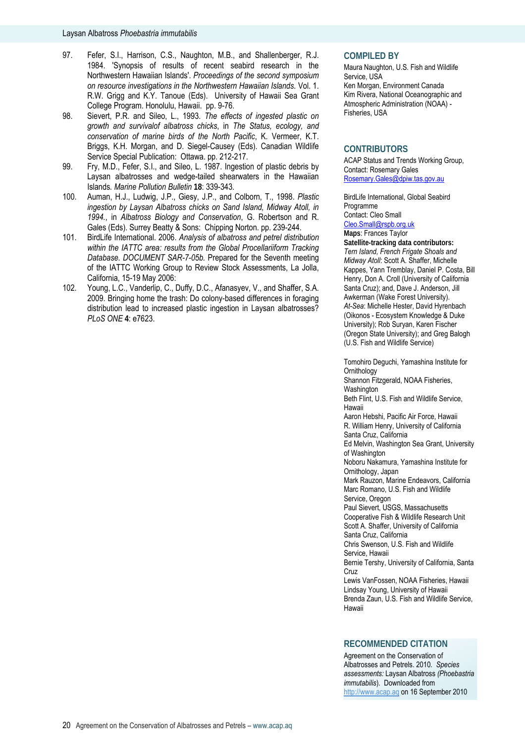97. Fefer, S.I., Harrison, C.S., Naughton, M.B., and Shallenberger, R.J. 1984. 'Synopsis of results of recent seabird research in the Northwestern Hawaiian Islands'. *Proceedings of the second symposium on resource investigations in the Northwestern Hawaiian Islands.* Vol. 1. R.W. Grigg and K.Y. Tanoue (Eds). University of Hawaii Sea Grant College Program. Honolulu, Hawaii. pp. 9-76.
98. Sievert, P.R. and Sileo, L., 1993. *The effects of ingested plastic on growth and survivalof albatross chicks*, in *The Status, ecology, and conservation of marine birds of the North Pacific*, K. Vermeer, K.T. Briggs, K.H. Morgan, and D. Siegel-Causey (Eds). Canadian Wildlife Service Special Publication: Ottawa. pp. 212-217.
99. Fry, M.D., Fefer, S.I., and Sileo, L. 1987. Ingestion of plastic debris by Laysan albatrosses and wedge-tailed shearwaters in the Hawaiian Islands. *Marine Pollution Bulletin* **18**: 339-343.
100. Auman, H.J., Ludwig, J.P., Giesy, J.P., and Colborn, T., 1998. *Plastic ingestion by Laysan Albatross chicks on Sand Island, Midway Atoll, in 1994.*, in *Albatross Biology and Conservation*, G. Robertson and R. Gales (Eds). Surrey Beatty & Sons: Chipping Norton. pp. 239-244.
101. BirdLife International. 2006. *Analysis of albatross and petrel distribution within the IATTC area: results from the Global Procellariiform Tracking Database. DOCUMENT SAR-7-05b.* Prepared for the Seventh meeting of the IATTC Working Group to Review Stock Assessments, La Jolla, California, 15-19 May 2006:
102. Young, L.C., Vanderlip, C., Duffy, D.C., Afanasyev, V., and Shaffer, S.A. 2009. Bringing home the trash: Do colony-based differences in foraging distribution lead to increased plastic ingestion in Laysan albatrosses? *PLoS ONE* **4**: e7623.

## COMPILED BY

Maura Naughton, U.S. Fish and Wildlife Service, USA
Ken Morgan, Environment Canada
Kim Rivera, National Oceanographic and Atmospheric Administration (NOAA) - Fisheries, USA

## CONTRIBUTORS

ACAP Status and Trends Working Group,
Contact: Rosemary Gales
Rosemary.Gales@dpiw.tas.gov.au

BirdLife International, Global Seabird Programme
Contact: Cleo Small
Cleo.Small@rspb.org.uk
**Maps**: Frances Taylor
**Satellite-tracking data contributors:** *Tern Island, French Frigate Shoals and Midway Atoll*: Scott A. Shaffer, Michelle Kappes, Yann Tremblay, Daniel P. Costa, Bill Henry, Don A. Croll (University of California Santa Cruz); and, Dave J. Anderson, Jill Awkerman (Wake Forest University). *At-Sea*: Michelle Hester, David Hyrenbach (Oikonos - Ecosystem Knowledge & Duke University); Rob Suryan, Karen Fischer (Oregon State University); and Greg Balogh (U.S. Fish and Wildlife Service)

Tomohiro Deguchi, Yamashina Institute for Ornithology
Shannon Fitzgerald, NOAA Fisheries, Washington
Beth Flint, U.S. Fish and Wildlife Service, Hawaii
Aaron Hebshi, Pacific Air Force, Hawaii
R. William Henry, University of California Santa Cruz, California
Ed Melvin, Washington Sea Grant, University of Washington
Noboru Nakamura, Yamashina Institute for Ornithology, Japan
Mark Rauzon, Marine Endeavors, California
Marc Romano, U.S. Fish and Wildlife Service, Oregon
Paul Sievert, USGS, Massachusetts Cooperative Fish & Wildlife Research Unit
Scott A. Shaffer, University of California Santa Cruz, California
Chris Swenson, U.S. Fish and Wildlife Service, Hawaii
Bernie Tershy, University of California, Santa Cruz
Lewis VanFossen, NOAA Fisheries, Hawaii
Lindsay Young, University of Hawaii
Brenda Zaun, U.S. Fish and Wildlife Service, Hawaii

## RECOMMENDED CITATION

Agreement on the Conservation of Albatrosses and Petrels. 2010. *Species assessments:* Laysan Albatross *(Phoebastria immutabilis*). Downloaded from http://www.acap.aq on 16 September 2010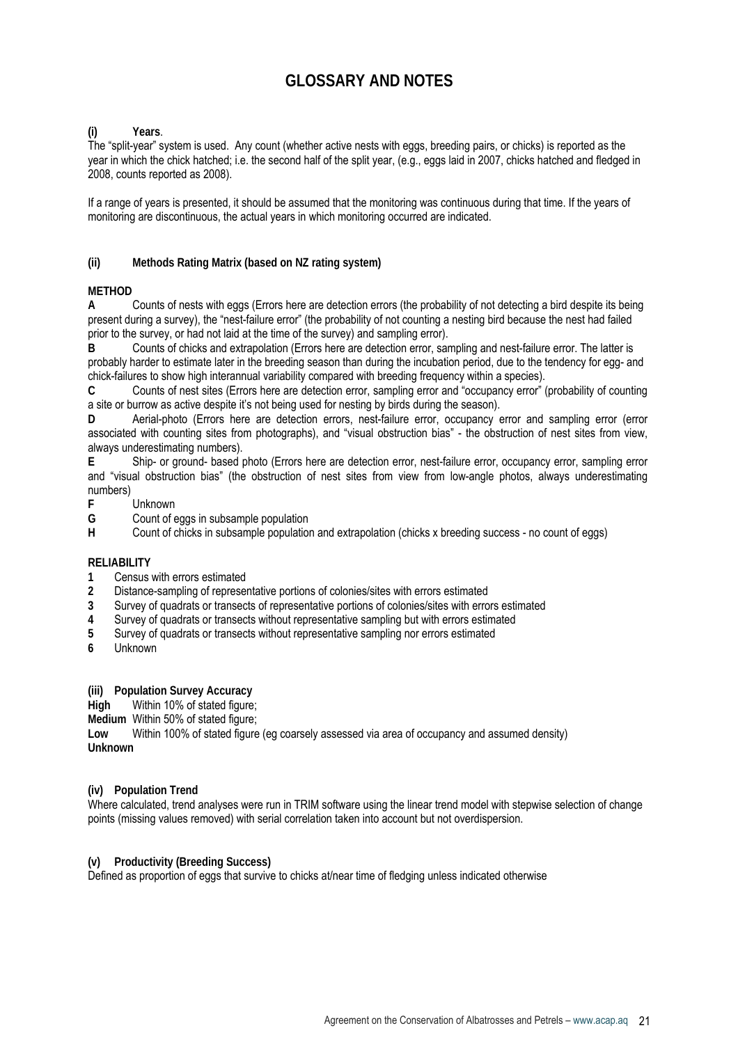# GLOSSARY AND NOTES

**(i) Years**.

The "split-year" system is used. Any count (whether active nests with eggs, breeding pairs, or chicks) is reported as the year in which the chick hatched; i.e. the second half of the split year, (e.g., eggs laid in 2007, chicks hatched and fledged in 2008, counts reported as 2008).

If a range of years is presented, it should be assumed that the monitoring was continuous during that time. If the years of monitoring are discontinuous, the actual years in which monitoring occurred are indicated.

**(ii) Methods Rating Matrix (based on NZ rating system)**

**METHOD**

**A** Counts of nests with eggs (Errors here are detection errors (the probability of not detecting a bird despite its being present during a survey), the "nest-failure error" (the probability of not counting a nesting bird because the nest had failed prior to the survey, or had not laid at the time of the survey) and sampling error).

**B** Counts of chicks and extrapolation (Errors here are detection error, sampling and nest-failure error. The latter is probably harder to estimate later in the breeding season than during the incubation period, due to the tendency for egg- and chick-failures to show high interannual variability compared with breeding frequency within a species).

**C** Counts of nest sites (Errors here are detection error, sampling error and "occupancy error" (probability of counting a site or burrow as active despite it's not being used for nesting by birds during the season).

**D** Aerial-photo (Errors here are detection errors, nest-failure error, occupancy error and sampling error (error associated with counting sites from photographs), and "visual obstruction bias" - the obstruction of nest sites from view, always underestimating numbers).

**E** Ship- or ground- based photo (Errors here are detection error, nest-failure error, occupancy error, sampling error and "visual obstruction bias" (the obstruction of nest sites from view from low-angle photos, always underestimating numbers)

**F** Unknown

**G** Count of eggs in subsample population

**H** Count of chicks in subsample population and extrapolation (chicks x breeding success - no count of eggs)

**RELIABILITY**

**1** Census with errors estimated

**2** Distance-sampling of representative portions of colonies/sites with errors estimated

**3** Survey of quadrats or transects of representative portions of colonies/sites with errors estimated

**4** Survey of quadrats or transects without representative sampling but with errors estimated

**5** Survey of quadrats or transects without representative sampling nor errors estimated

**6** Unknown

**(iii) Population Survey Accuracy**

**High** Within 10% of stated figure;

**Medium** Within 50% of stated figure;

**Low** Within 100% of stated figure (eg coarsely assessed via area of occupancy and assumed density)

**Unknown**

**(iv) Population Trend**

Where calculated, trend analyses were run in TRIM software using the linear trend model with stepwise selection of change points (missing values removed) with serial correlation taken into account but not overdispersion.

**(v) Productivity (Breeding Success)**

Defined as proportion of eggs that survive to chicks at/near time of fledging unless indicated otherwise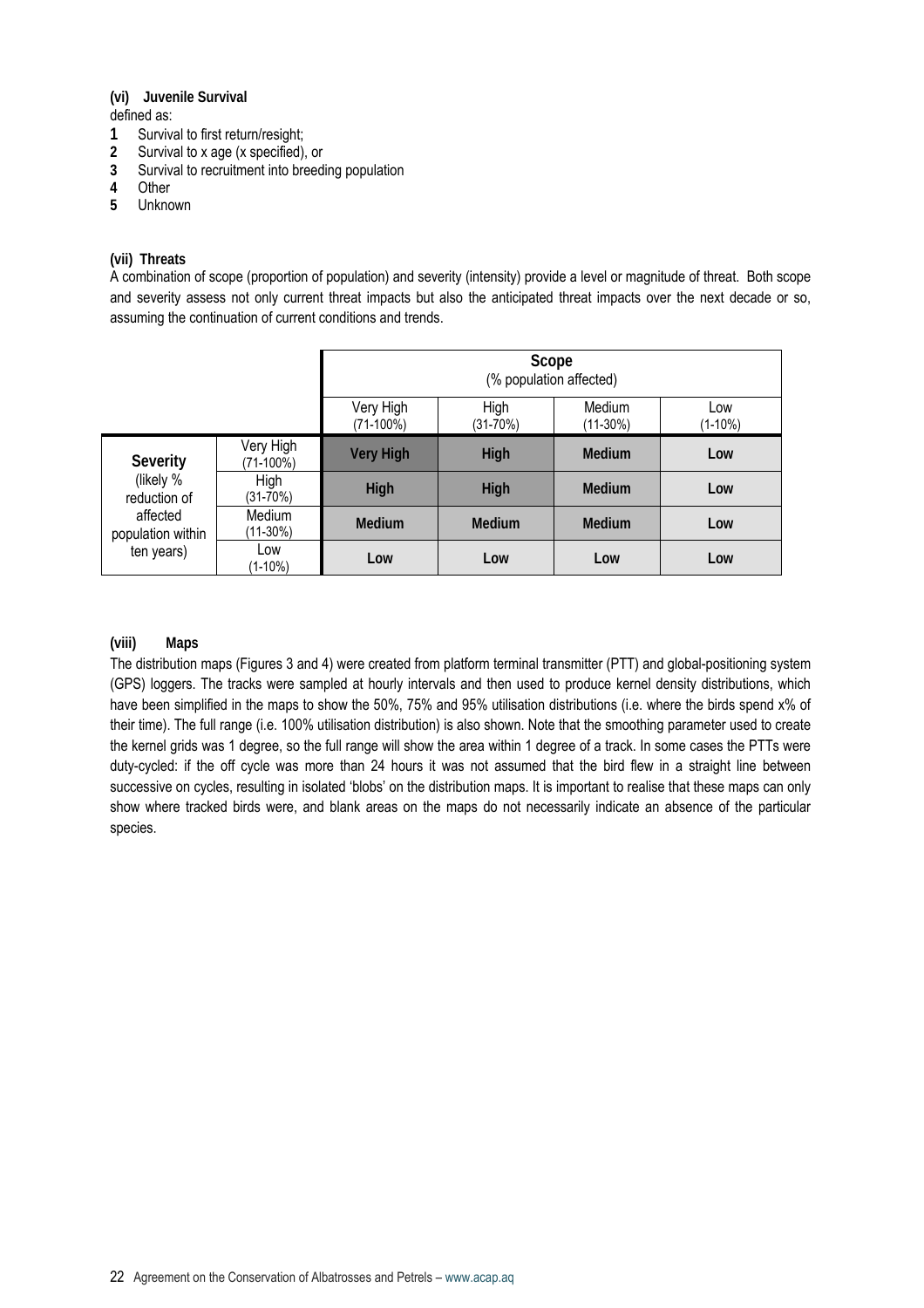**(vi) Juvenile Survival**

defined as:

**1** Survival to first return/resight;
**2** Survival to x age (x specified), or
**3** Survival to recruitment into breeding population
**4** Other
**5** Unknown

**(vii) Threats**

A combination of scope (proportion of population) and severity (intensity) provide a level or magnitude of threat. Both scope and severity assess not only current threat impacts but also the anticipated threat impacts over the next decade or so, assuming the continuation of current conditions and trends.

| | | **Scope** (% population affected) | | | |
|---|---|---|---|---|---|
| | | Very High (71-100%) | High (31-70%) | Medium (11-30%) | Low (1-10%) |
| **Severity** (likely % reduction of affected population within ten years) | Very High (71-100%) | **Very High** | **High** | **Medium** | **Low** |
| | High (31-70%) | **High** | **High** | **Medium** | **Low** |
| | Medium (11-30%) | **Medium** | **Medium** | **Medium** | **Low** |
| | Low (1-10%) | **Low** | **Low** | **Low** | **Low** |

**(viii) Maps**

The distribution maps (Figures 3 and 4) were created from platform terminal transmitter (PTT) and global-positioning system (GPS) loggers. The tracks were sampled at hourly intervals and then used to produce kernel density distributions, which have been simplified in the maps to show the 50%, 75% and 95% utilisation distributions (i.e. where the birds spend x% of their time). The full range (i.e. 100% utilisation distribution) is also shown. Note that the smoothing parameter used to create the kernel grids was 1 degree, so the full range will show the area within 1 degree of a track. In some cases the PTTs were duty-cycled: if the off cycle was more than 24 hours it was not assumed that the bird flew in a straight line between successive on cycles, resulting in isolated 'blobs' on the distribution maps. It is important to realise that these maps can only show where tracked birds were, and blank areas on the maps do not necessarily indicate an absence of the particular species.